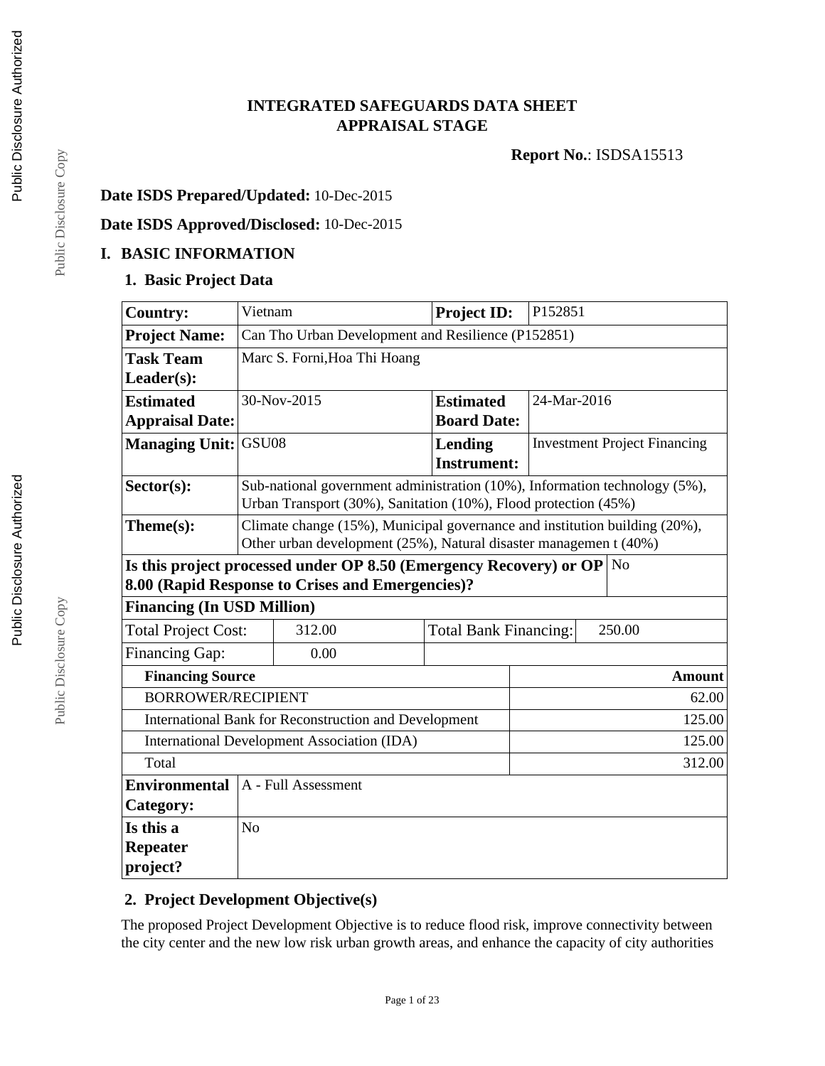# INTEGRATED SAFEGUARDS DATA SHEET
# APPRAISAL STAGE

**Report No.**: ISDSA15513

**Date ISDS Prepared/Updated:** 10-Dec-2015

**Date ISDS Approved/Disclosed:** 10-Dec-2015

## I. BASIC INFORMATION

### 1. Basic Project Data

| | | | |
|---|---|---|---|
| **Country:** | Vietnam | **Project ID:** | P152851 |
| **Project Name:** | Can Tho Urban Development and Resilience (P152851) | | |
| **Task Team Leader(s):** | Marc S. Forni,Hoa Thi Hoang | | |
| **Estimated Appraisal Date:** | 30-Nov-2015 | **Estimated Board Date:** | 24-Mar-2016 |
| **Managing Unit:** | GSU08 | **Lending Instrument:** | Investment Project Financing |
| **Sector(s):** | Sub-national government administration (10%), Information technology (5%), Urban Transport (30%), Sanitation (10%), Flood protection (45%) | | |
| **Theme(s):** | Climate change (15%), Municipal governance and institution building (20%), Other urban development (25%), Natural disaster managemen t (40%) | | |
| **Is this project processed under OP 8.50 (Emergency Recovery) or OP 8.00 (Rapid Response to Crises and Emergencies)?** | | | No |

**Financing (In USD Million)**

| | | | |
|---|---|---|---|
| Total Project Cost: | 312.00 | Total Bank Financing: | 250.00 |
| Financing Gap: | 0.00 | | |

| **Financing Source** | **Amount** |
|---|---|
| BORROWER/RECIPIENT | 62.00 |
| International Bank for Reconstruction and Development | 125.00 |
| International Development Association (IDA) | 125.00 |
| Total | 312.00 |

| | |
|---|---|
| **Environmental Category:** | A - Full Assessment |
| **Is this a Repeater project?** | No |

### 2. Project Development Objective(s)

The proposed Project Development Objective is to reduce flood risk, improve connectivity between the city center and the new low risk urban growth areas, and enhance the capacity of city authorities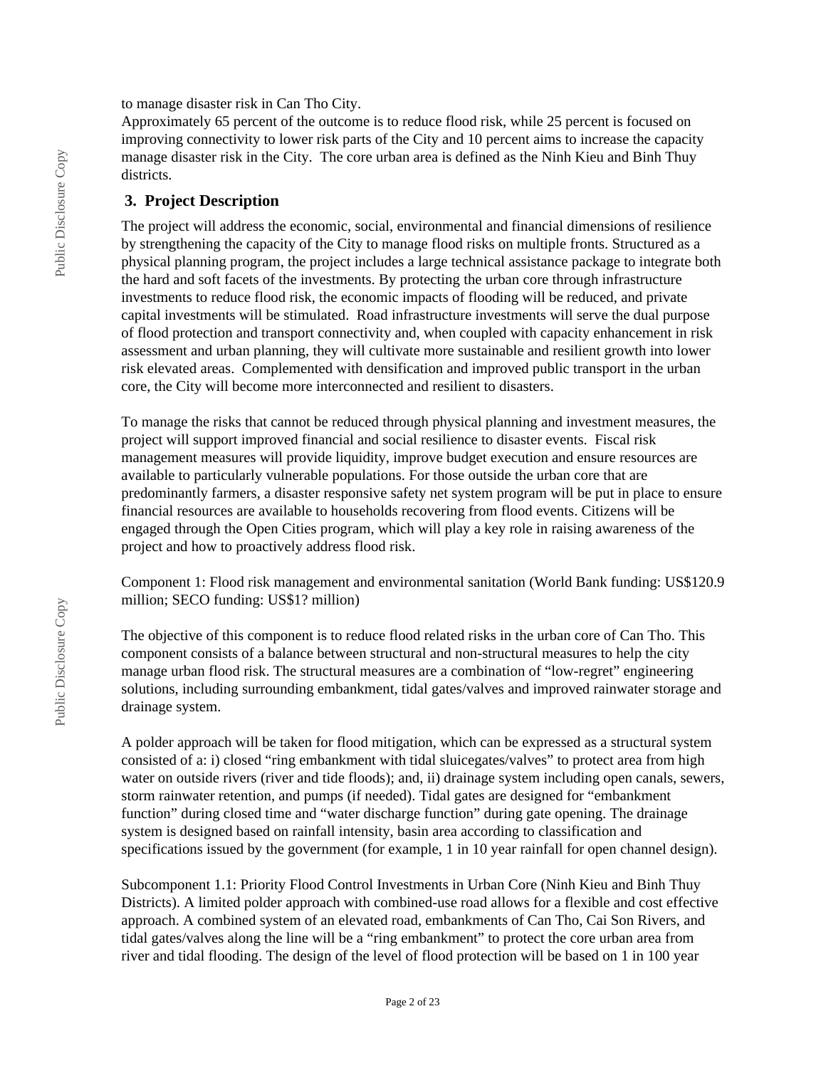to manage disaster risk in Can Tho City.

Approximately 65 percent of the outcome is to reduce flood risk, while 25 percent is focused on improving connectivity to lower risk parts of the City and 10 percent aims to increase the capacity manage disaster risk in the City. The core urban area is defined as the Ninh Kieu and Binh Thuy districts.

## 3. Project Description

The project will address the economic, social, environmental and financial dimensions of resilience by strengthening the capacity of the City to manage flood risks on multiple fronts. Structured as a physical planning program, the project includes a large technical assistance package to integrate both the hard and soft facets of the investments. By protecting the urban core through infrastructure investments to reduce flood risk, the economic impacts of flooding will be reduced, and private capital investments will be stimulated. Road infrastructure investments will serve the dual purpose of flood protection and transport connectivity and, when coupled with capacity enhancement in risk assessment and urban planning, they will cultivate more sustainable and resilient growth into lower risk elevated areas. Complemented with densification and improved public transport in the urban core, the City will become more interconnected and resilient to disasters.

To manage the risks that cannot be reduced through physical planning and investment measures, the project will support improved financial and social resilience to disaster events. Fiscal risk management measures will provide liquidity, improve budget execution and ensure resources are available to particularly vulnerable populations. For those outside the urban core that are predominantly farmers, a disaster responsive safety net system program will be put in place to ensure financial resources are available to households recovering from flood events. Citizens will be engaged through the Open Cities program, which will play a key role in raising awareness of the project and how to proactively address flood risk.

Component 1: Flood risk management and environmental sanitation (World Bank funding: US$120.9 million; SECO funding: US$1? million)

The objective of this component is to reduce flood related risks in the urban core of Can Tho. This component consists of a balance between structural and non-structural measures to help the city manage urban flood risk. The structural measures are a combination of "low-regret" engineering solutions, including surrounding embankment, tidal gates/valves and improved rainwater storage and drainage system.

A polder approach will be taken for flood mitigation, which can be expressed as a structural system consisted of a: i) closed "ring embankment with tidal sluicegates/valves" to protect area from high water on outside rivers (river and tide floods); and, ii) drainage system including open canals, sewers, storm rainwater retention, and pumps (if needed). Tidal gates are designed for "embankment function" during closed time and "water discharge function" during gate opening. The drainage system is designed based on rainfall intensity, basin area according to classification and specifications issued by the government (for example, 1 in 10 year rainfall for open channel design).

Subcomponent 1.1: Priority Flood Control Investments in Urban Core (Ninh Kieu and Binh Thuy Districts). A limited polder approach with combined-use road allows for a flexible and cost effective approach. A combined system of an elevated road, embankments of Can Tho, Cai Son Rivers, and tidal gates/valves along the line will be a "ring embankment" to protect the core urban area from river and tidal flooding. The design of the level of flood protection will be based on 1 in 100 year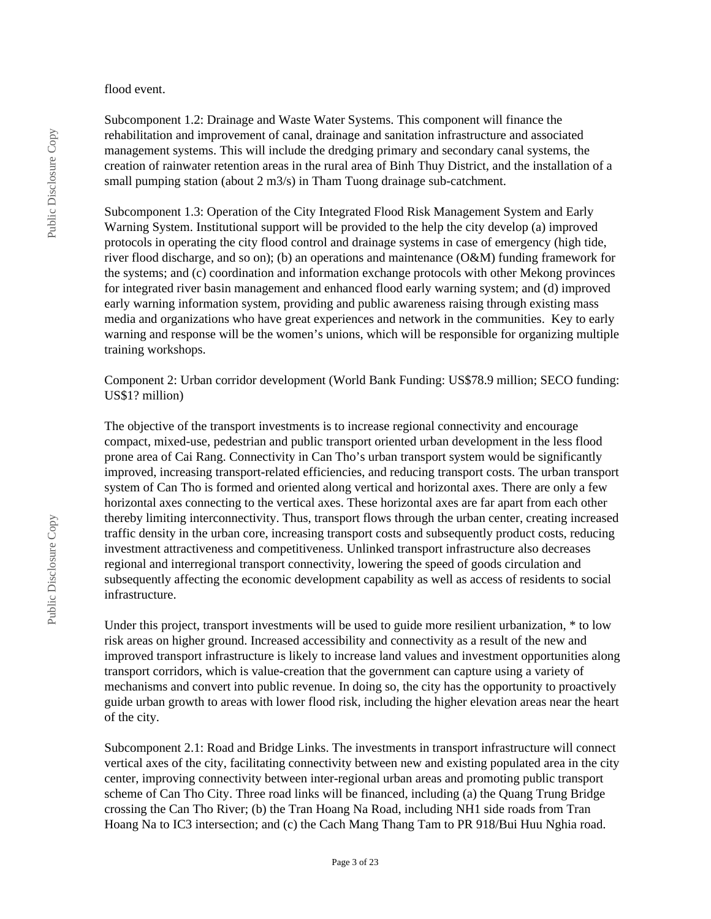flood event.

Subcomponent 1.2: Drainage and Waste Water Systems. This component will finance the rehabilitation and improvement of canal, drainage and sanitation infrastructure and associated management systems. This will include the dredging primary and secondary canal systems, the creation of rainwater retention areas in the rural area of Binh Thuy District, and the installation of a small pumping station (about 2 m3/s) in Tham Tuong drainage sub-catchment.

Subcomponent 1.3: Operation of the City Integrated Flood Risk Management System and Early Warning System. Institutional support will be provided to the help the city develop (a) improved protocols in operating the city flood control and drainage systems in case of emergency (high tide, river flood discharge, and so on); (b) an operations and maintenance (O&M) funding framework for the systems; and (c) coordination and information exchange protocols with other Mekong provinces for integrated river basin management and enhanced flood early warning system; and (d) improved early warning information system, providing and public awareness raising through existing mass media and organizations who have great experiences and network in the communities.  Key to early warning and response will be the women's unions, which will be responsible for organizing multiple training workshops.

Component 2: Urban corridor development (World Bank Funding: US$78.9 million; SECO funding: US$1? million)

The objective of the transport investments is to increase regional connectivity and encourage compact, mixed-use, pedestrian and public transport oriented urban development in the less flood prone area of Cai Rang. Connectivity in Can Tho's urban transport system would be significantly improved, increasing transport-related efficiencies, and reducing transport costs. The urban transport system of Can Tho is formed and oriented along vertical and horizontal axes. There are only a few horizontal axes connecting to the vertical axes. These horizontal axes are far apart from each other thereby limiting interconnectivity. Thus, transport flows through the urban center, creating increased traffic density in the urban core, increasing transport costs and subsequently product costs, reducing investment attractiveness and competitiveness. Unlinked transport infrastructure also decreases regional and interregional transport connectivity, lowering the speed of goods circulation and subsequently affecting the economic development capability as well as access of residents to social infrastructure.

Under this project, transport investments will be used to guide more resilient urbanization, * to low risk areas on higher ground. Increased accessibility and connectivity as a result of the new and improved transport infrastructure is likely to increase land values and investment opportunities along transport corridors, which is value-creation that the government can capture using a variety of mechanisms and convert into public revenue. In doing so, the city has the opportunity to proactively guide urban growth to areas with lower flood risk, including the higher elevation areas near the heart of the city.

Subcomponent 2.1: Road and Bridge Links. The investments in transport infrastructure will connect vertical axes of the city, facilitating connectivity between new and existing populated area in the city center, improving connectivity between inter-regional urban areas and promoting public transport scheme of Can Tho City. Three road links will be financed, including (a) the Quang Trung Bridge crossing the Can Tho River; (b) the Tran Hoang Na Road, including NH1 side roads from Tran Hoang Na to IC3 intersection; and (c) the Cach Mang Thang Tam to PR 918/Bui Huu Nghia road.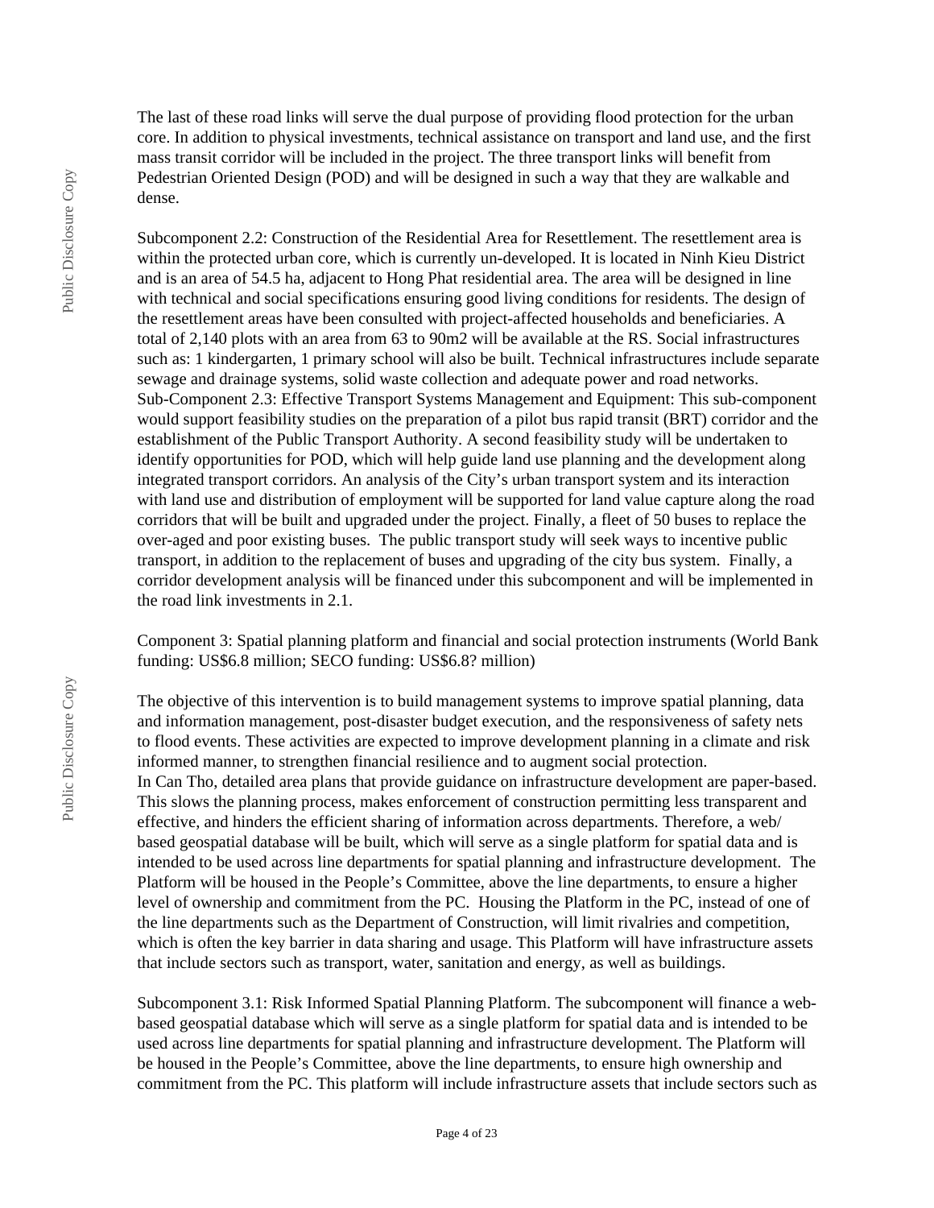The last of these road links will serve the dual purpose of providing flood protection for the urban core. In addition to physical investments, technical assistance on transport and land use, and the first mass transit corridor will be included in the project. The three transport links will benefit from Pedestrian Oriented Design (POD) and will be designed in such a way that they are walkable and dense.

Subcomponent 2.2: Construction of the Residential Area for Resettlement. The resettlement area is within the protected urban core, which is currently un-developed. It is located in Ninh Kieu District and is an area of 54.5 ha, adjacent to Hong Phat residential area. The area will be designed in line with technical and social specifications ensuring good living conditions for residents. The design of the resettlement areas have been consulted with project-affected households and beneficiaries. A total of 2,140 plots with an area from 63 to 90m2 will be available at the RS. Social infrastructures such as: 1 kindergarten, 1 primary school will also be built. Technical infrastructures include separate sewage and drainage systems, solid waste collection and adequate power and road networks.
Sub-Component 2.3: Effective Transport Systems Management and Equipment: This sub-component would support feasibility studies on the preparation of a pilot bus rapid transit (BRT) corridor and the establishment of the Public Transport Authority. A second feasibility study will be undertaken to identify opportunities for POD, which will help guide land use planning and the development along integrated transport corridors. An analysis of the City's urban transport system and its interaction with land use and distribution of employment will be supported for land value capture along the road corridors that will be built and upgraded under the project. Finally, a fleet of 50 buses to replace the over-aged and poor existing buses. The public transport study will seek ways to incentive public transport, in addition to the replacement of buses and upgrading of the city bus system. Finally, a corridor development analysis will be financed under this subcomponent and will be implemented in the road link investments in 2.1.

Component 3: Spatial planning platform and financial and social protection instruments (World Bank funding: US$6.8 million; SECO funding: US$6.8? million)

The objective of this intervention is to build management systems to improve spatial planning, data and information management, post-disaster budget execution, and the responsiveness of safety nets to flood events. These activities are expected to improve development planning in a climate and risk informed manner, to strengthen financial resilience and to augment social protection.
In Can Tho, detailed area plans that provide guidance on infrastructure development are paper-based. This slows the planning process, makes enforcement of construction permitting less transparent and effective, and hinders the efficient sharing of information across departments. Therefore, a web/ based geospatial database will be built, which will serve as a single platform for spatial data and is intended to be used across line departments for spatial planning and infrastructure development. The Platform will be housed in the People's Committee, above the line departments, to ensure a higher level of ownership and commitment from the PC. Housing the Platform in the PC, instead of one of the line departments such as the Department of Construction, will limit rivalries and competition, which is often the key barrier in data sharing and usage. This Platform will have infrastructure assets that include sectors such as transport, water, sanitation and energy, as well as buildings.

Subcomponent 3.1: Risk Informed Spatial Planning Platform. The subcomponent will finance a web-based geospatial database which will serve as a single platform for spatial data and is intended to be used across line departments for spatial planning and infrastructure development. The Platform will be housed in the People's Committee, above the line departments, to ensure high ownership and commitment from the PC. This platform will include infrastructure assets that include sectors such as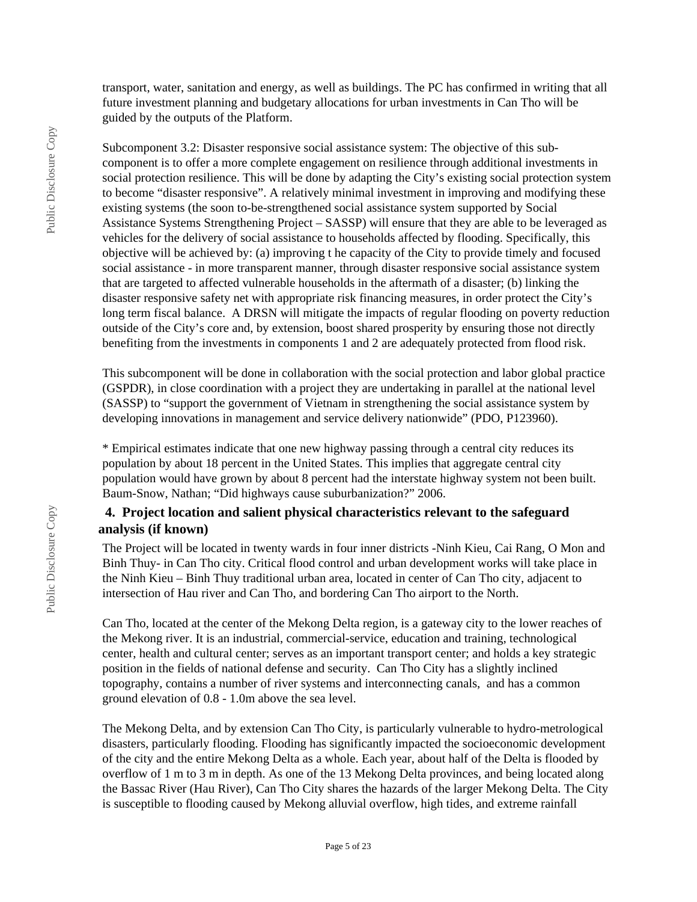transport, water, sanitation and energy, as well as buildings. The PC has confirmed in writing that all future investment planning and budgetary allocations for urban investments in Can Tho will be guided by the outputs of the Platform.

Subcomponent 3.2: Disaster responsive social assistance system: The objective of this sub-component is to offer a more complete engagement on resilience through additional investments in social protection resilience. This will be done by adapting the City's existing social protection system to become "disaster responsive". A relatively minimal investment in improving and modifying these existing systems (the soon to-be-strengthened social assistance system supported by Social Assistance Systems Strengthening Project – SASSP) will ensure that they are able to be leveraged as vehicles for the delivery of social assistance to households affected by flooding. Specifically, this objective will be achieved by: (a) improving t he capacity of the City to provide timely and focused social assistance - in more transparent manner, through disaster responsive social assistance system that are targeted to affected vulnerable households in the aftermath of a disaster; (b) linking the disaster responsive safety net with appropriate risk financing measures, in order protect the City's long term fiscal balance. A DRSN will mitigate the impacts of regular flooding on poverty reduction outside of the City's core and, by extension, boost shared prosperity by ensuring those not directly benefiting from the investments in components 1 and 2 are adequately protected from flood risk.

This subcomponent will be done in collaboration with the social protection and labor global practice (GSPDR), in close coordination with a project they are undertaking in parallel at the national level (SASSP) to "support the government of Vietnam in strengthening the social assistance system by developing innovations in management and service delivery nationwide" (PDO, P123960).

* Empirical estimates indicate that one new highway passing through a central city reduces its population by about 18 percent in the United States. This implies that aggregate central city population would have grown by about 8 percent had the interstate highway system not been built. Baum-Snow, Nathan; "Did highways cause suburbanization?" 2006.

### 4. Project location and salient physical characteristics relevant to the safeguard analysis (if known)

The Project will be located in twenty wards in four inner districts -Ninh Kieu, Cai Rang, O Mon and Binh Thuy- in Can Tho city. Critical flood control and urban development works will take place in the Ninh Kieu – Binh Thuy traditional urban area, located in center of Can Tho city, adjacent to intersection of Hau river and Can Tho, and bordering Can Tho airport to the North.

Can Tho, located at the center of the Mekong Delta region, is a gateway city to the lower reaches of the Mekong river. It is an industrial, commercial-service, education and training, technological center, health and cultural center; serves as an important transport center; and holds a key strategic position in the fields of national defense and security. Can Tho City has a slightly inclined topography, contains a number of river systems and interconnecting canals, and has a common ground elevation of 0.8 - 1.0m above the sea level.

The Mekong Delta, and by extension Can Tho City, is particularly vulnerable to hydro-metrological disasters, particularly flooding. Flooding has significantly impacted the socioeconomic development of the city and the entire Mekong Delta as a whole. Each year, about half of the Delta is flooded by overflow of 1 m to 3 m in depth. As one of the 13 Mekong Delta provinces, and being located along the Bassac River (Hau River), Can Tho City shares the hazards of the larger Mekong Delta. The City is susceptible to flooding caused by Mekong alluvial overflow, high tides, and extreme rainfall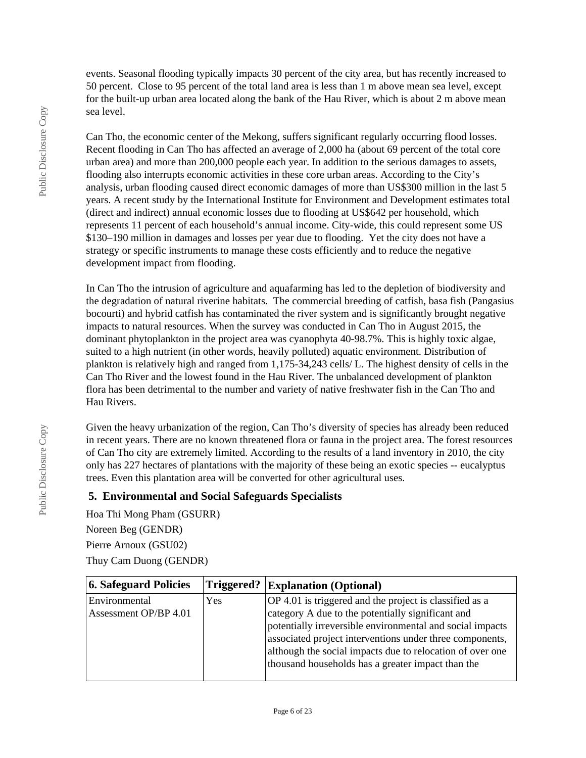events. Seasonal flooding typically impacts 30 percent of the city area, but has recently increased to 50 percent.  Close to 95 percent of the total land area is less than 1 m above mean sea level, except for the built-up urban area located along the bank of the Hau River, which is about 2 m above mean sea level.

Can Tho, the economic center of the Mekong, suffers significant regularly occurring flood losses. Recent flooding in Can Tho has affected an average of 2,000 ha (about 69 percent of the total core urban area) and more than 200,000 people each year. In addition to the serious damages to assets, flooding also interrupts economic activities in these core urban areas. According to the City's analysis, urban flooding caused direct economic damages of more than US$300 million in the last 5 years. A recent study by the International Institute for Environment and Development estimates total (direct and indirect) annual economic losses due to flooding at US$642 per household, which represents 11 percent of each household's annual income. City-wide, this could represent some US $130–190 million in damages and losses per year due to flooding.  Yet the city does not have a strategy or specific instruments to manage these costs efficiently and to reduce the negative development impact from flooding.

In Can Tho the intrusion of agriculture and aquafarming has led to the depletion of biodiversity and the degradation of natural riverine habitats.  The commercial breeding of catfish, basa fish (Pangasius bocourti) and hybrid catfish has contaminated the river system and is significantly brought negative impacts to natural resources. When the survey was conducted in Can Tho in August 2015, the dominant phytoplankton in the project area was cyanophyta 40-98.7%. This is highly toxic algae, suited to a high nutrient (in other words, heavily polluted) aquatic environment. Distribution of plankton is relatively high and ranged from 1,175-34,243 cells/ L. The highest density of cells in the Can Tho River and the lowest found in the Hau River. The unbalanced development of plankton flora has been detrimental to the number and variety of native freshwater fish in the Can Tho and Hau Rivers.

Given the heavy urbanization of the region, Can Tho's diversity of species has already been reduced in recent years. There are no known threatened flora or fauna in the project area. The forest resources of Can Tho city are extremely limited. According to the results of a land inventory in 2010, the city only has 227 hectares of plantations with the majority of these being an exotic species -- eucalyptus trees. Even this plantation area will be converted for other agricultural uses.

## 5. Environmental and Social Safeguards Specialists

Hoa Thi Mong Pham (GSURR)
Noreen Beg (GENDR)
Pierre Arnoux (GSU02)
Thuy Cam Duong (GENDR)

| 6. Safeguard Policies | Triggered? | Explanation (Optional) |
|---|---|---|
| Environmental Assessment OP/BP 4.01 | Yes | OP 4.01 is triggered and the project is classified as a category A due to the potentially significant and potentially irreversible environmental and social impacts associated project interventions under three components, although the social impacts due to relocation of over one thousand households has a greater impact than the |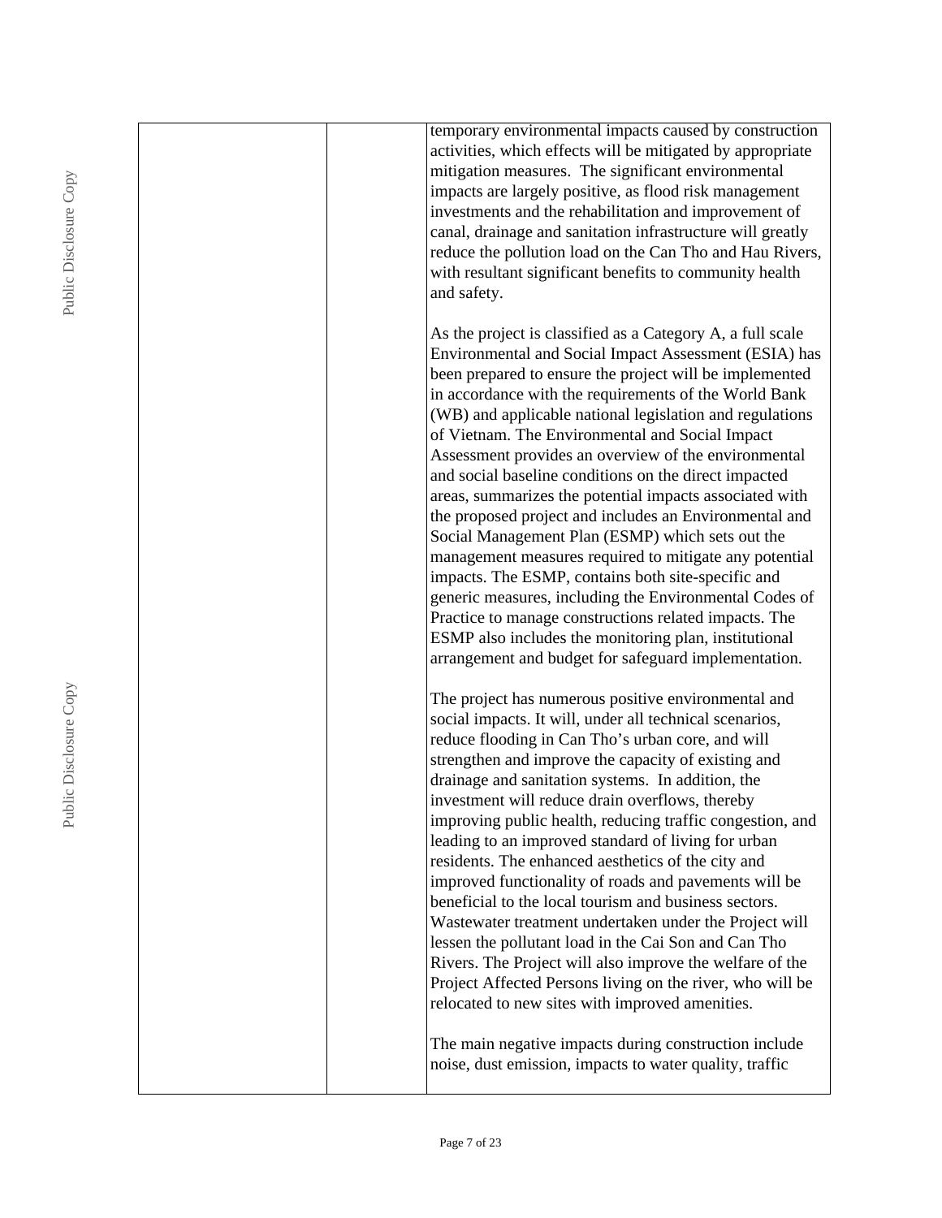| | | temporary environmental impacts caused by construction activities, which effects will be mitigated by appropriate mitigation measures. The significant environmental impacts are largely positive, as flood risk management investments and the rehabilitation and improvement of canal, drainage and sanitation infrastructure will greatly reduce the pollution load on the Can Tho and Hau Rivers, with resultant significant benefits to community health and safety.<br><br>As the project is classified as a Category A, a full scale Environmental and Social Impact Assessment (ESIA) has been prepared to ensure the project will be implemented in accordance with the requirements of the World Bank (WB) and applicable national legislation and regulations of Vietnam. The Environmental and Social Impact Assessment provides an overview of the environmental and social baseline conditions on the direct impacted areas, summarizes the potential impacts associated with the proposed project and includes an Environmental and Social Management Plan (ESMP) which sets out the management measures required to mitigate any potential impacts. The ESMP, contains both site-specific and generic measures, including the Environmental Codes of Practice to manage constructions related impacts. The ESMP also includes the monitoring plan, institutional arrangement and budget for safeguard implementation.<br><br>The project has numerous positive environmental and social impacts. It will, under all technical scenarios, reduce flooding in Can Tho's urban core, and will strengthen and improve the capacity of existing and drainage and sanitation systems. In addition, the investment will reduce drain overflows, thereby improving public health, reducing traffic congestion, and leading to an improved standard of living for urban residents. The enhanced aesthetics of the city and improved functionality of roads and pavements will be beneficial to the local tourism and business sectors. Wastewater treatment undertaken under the Project will lessen the pollutant load in the Cai Son and Can Tho Rivers. The Project will also improve the welfare of the Project Affected Persons living on the river, who will be relocated to new sites with improved amenities.<br><br>The main negative impacts during construction include noise, dust emission, impacts to water quality, traffic |
|---|---|---|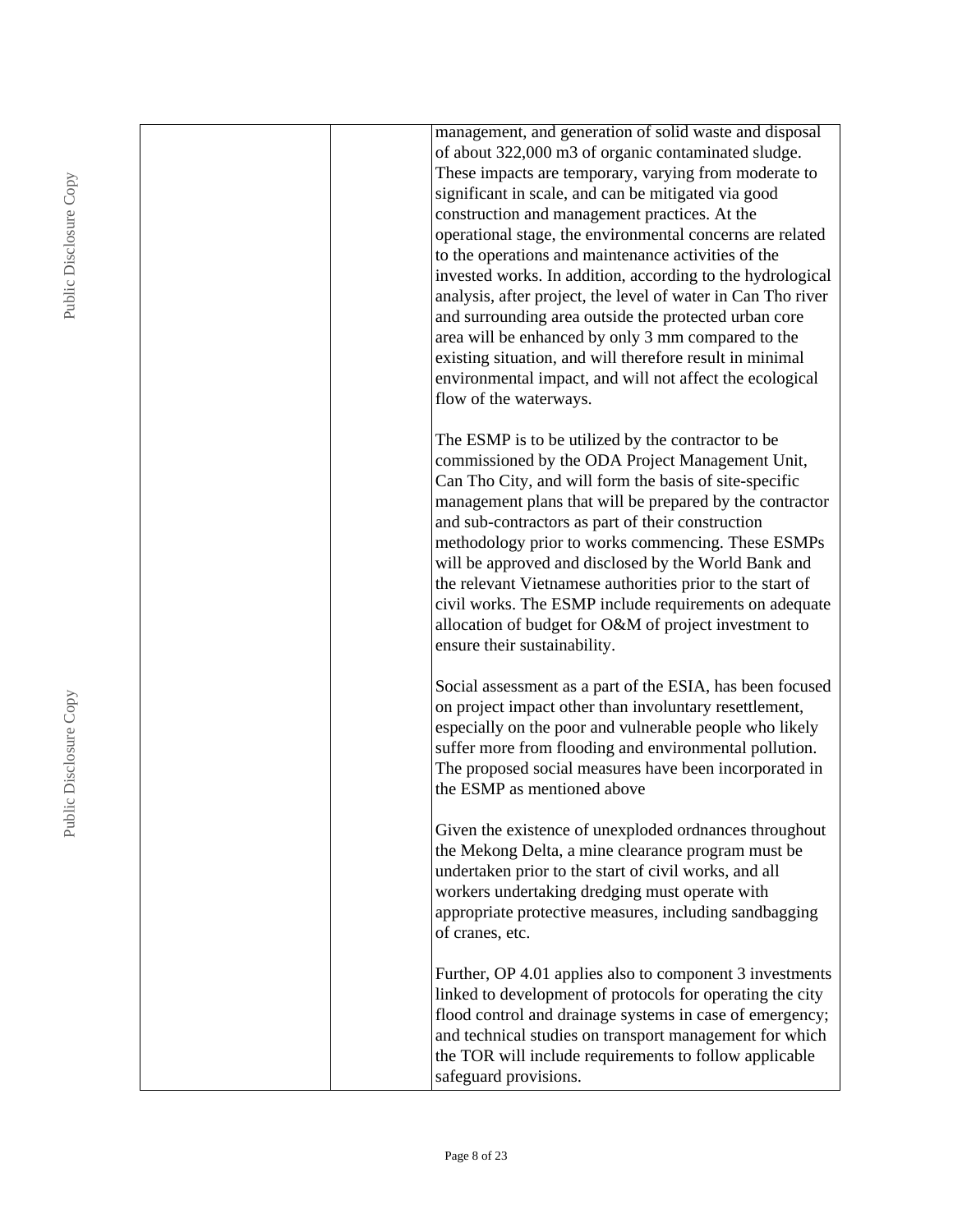| | | management, and generation of solid waste and disposal of about 322,000 m3 of organic contaminated sludge. These impacts are temporary, varying from moderate to significant in scale, and can be mitigated via good construction and management practices. At the operational stage, the environmental concerns are related to the operations and maintenance activities of the invested works. In addition, according to the hydrological analysis, after project, the level of water in Can Tho river and surrounding area outside the protected urban core area will be enhanced by only 3 mm compared to the existing situation, and will therefore result in minimal environmental impact, and will not affect the ecological flow of the waterways.<br><br>The ESMP is to be utilized by the contractor to be commissioned by the ODA Project Management Unit, Can Tho City, and will form the basis of site-specific management plans that will be prepared by the contractor and sub-contractors as part of their construction methodology prior to works commencing. These ESMPs will be approved and disclosed by the World Bank and the relevant Vietnamese authorities prior to the start of civil works. The ESMP include requirements on adequate allocation of budget for O&M of project investment to ensure their sustainability.<br><br>Social assessment as a part of the ESIA, has been focused on project impact other than involuntary resettlement, especially on the poor and vulnerable people who likely suffer more from flooding and environmental pollution. The proposed social measures have been incorporated in the ESMP as mentioned above<br><br>Given the existence of unexploded ordnances throughout the Mekong Delta, a mine clearance program must be undertaken prior to the start of civil works, and all workers undertaking dredging must operate with appropriate protective measures, including sandbagging of cranes, etc.<br><br>Further, OP 4.01 applies also to component 3 investments linked to development of protocols for operating the city flood control and drainage systems in case of emergency; and technical studies on transport management for which the TOR will include requirements to follow applicable safeguard provisions. |
|---|---|---|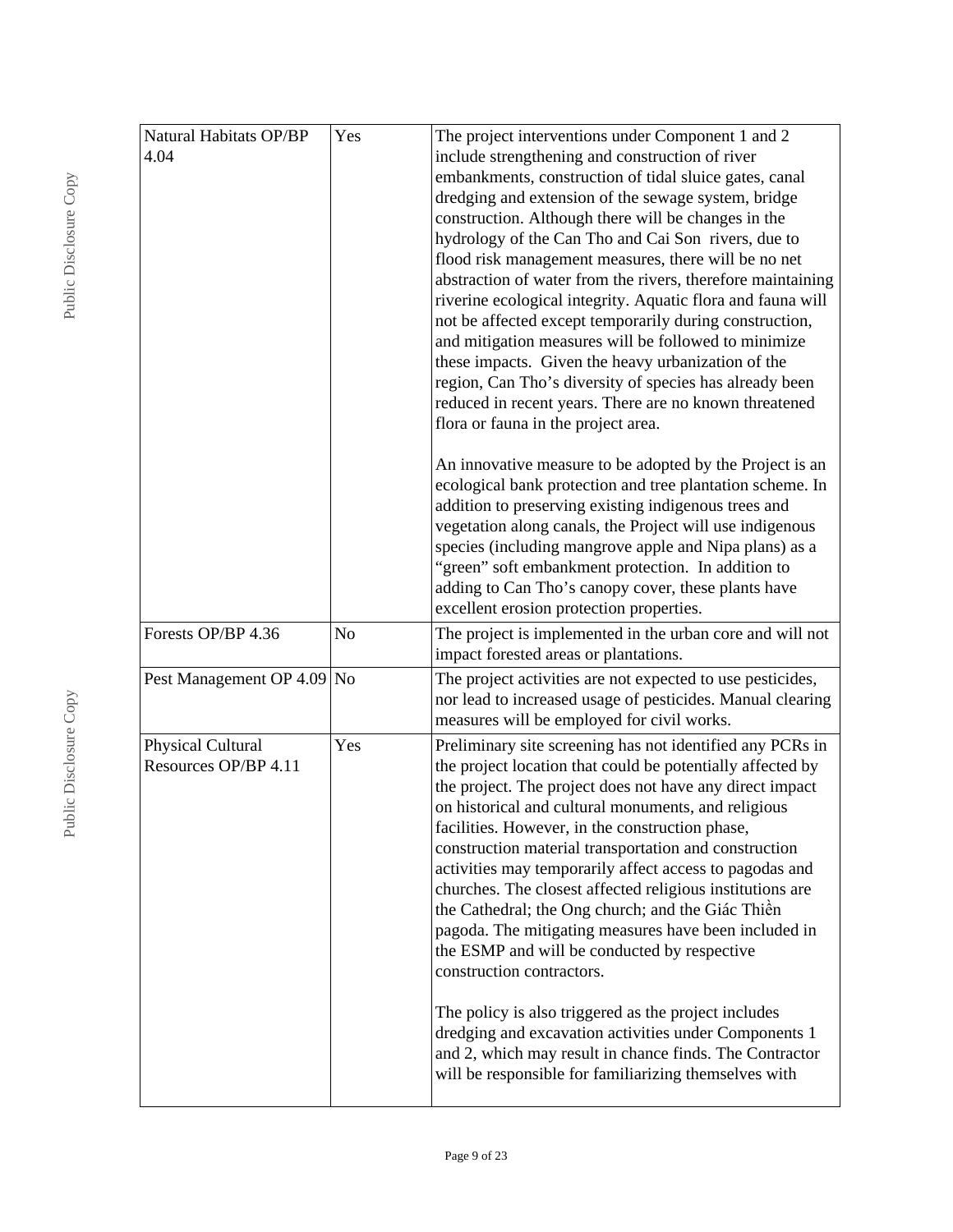| | | |
|---|---|---|
| Natural Habitats OP/BP 4.04 | Yes | The project interventions under Component 1 and 2 include strengthening and construction of river embankments, construction of tidal sluice gates, canal dredging and extension of the sewage system, bridge construction. Although there will be changes in the hydrology of the Can Tho and Cai Son rivers, due to flood risk management measures, there will be no net abstraction of water from the rivers, therefore maintaining riverine ecological integrity. Aquatic flora and fauna will not be affected except temporarily during construction, and mitigation measures will be followed to minimize these impacts. Given the heavy urbanization of the region, Can Tho's diversity of species has already been reduced in recent years. There are no known threatened flora or fauna in the project area.<br><br>An innovative measure to be adopted by the Project is an ecological bank protection and tree plantation scheme. In addition to preserving existing indigenous trees and vegetation along canals, the Project will use indigenous species (including mangrove apple and Nipa plans) as a "green" soft embankment protection. In addition to adding to Can Tho's canopy cover, these plants have excellent erosion protection properties. |
| Forests OP/BP 4.36 | No | The project is implemented in the urban core and will not impact forested areas or plantations. |
| Pest Management OP 4.09 | No | The project activities are not expected to use pesticides, nor lead to increased usage of pesticides. Manual clearing measures will be employed for civil works. |
| Physical Cultural Resources OP/BP 4.11 | Yes | Preliminary site screening has not identified any PCRs in the project location that could be potentially affected by the project. The project does not have any direct impact on historical and cultural monuments, and religious facilities. However, in the construction phase, construction material transportation and construction activities may temporarily affect access to pagodas and churches. The closest affected religious institutions are the Cathedral; the Ong church; and the Giác Thiền pagoda. The mitigating measures have been included in the ESMP and will be conducted by respective construction contractors.<br><br>The policy is also triggered as the project includes dredging and excavation activities under Components 1 and 2, which may result in chance finds. The Contractor will be responsible for familiarizing themselves with |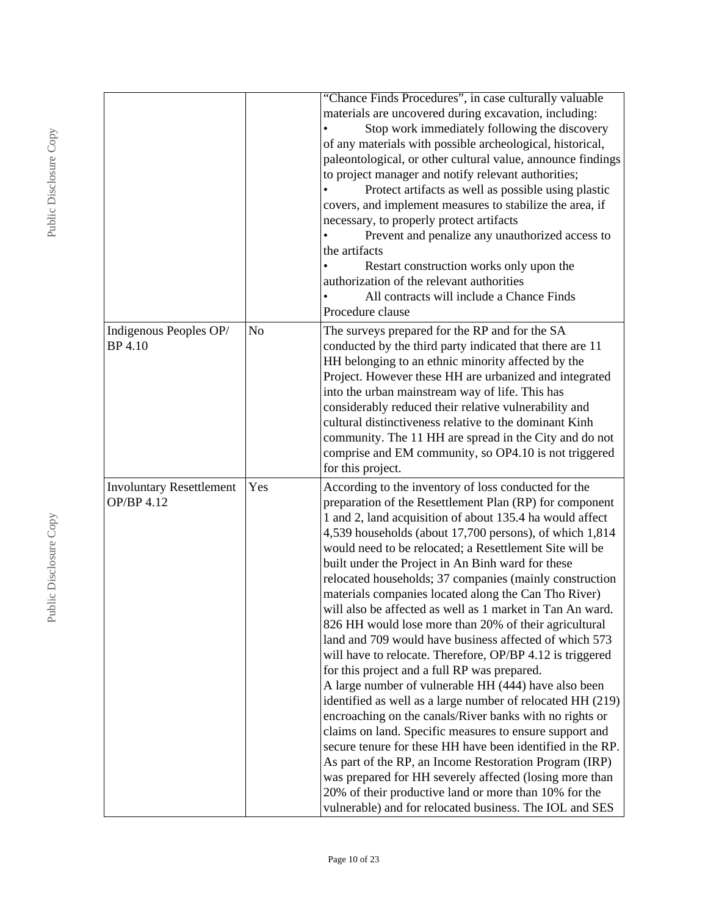| | | |
|---|---|---|
| | | "Chance Finds Procedures", in case culturally valuable materials are uncovered during excavation, including:<br>• Stop work immediately following the discovery of any materials with possible archeological, historical, paleontological, or other cultural value, announce findings to project manager and notify relevant authorities;<br>• Protect artifacts as well as possible using plastic covers, and implement measures to stabilize the area, if necessary, to properly protect artifacts<br>• Prevent and penalize any unauthorized access to the artifacts<br>• Restart construction works only upon the authorization of the relevant authorities<br>• All contracts will include a Chance Finds Procedure clause |
| Indigenous Peoples OP/ BP 4.10 | No | The surveys prepared for the RP and for the SA conducted by the third party indicated that there are 11 HH belonging to an ethnic minority affected by the Project. However these HH are urbanized and integrated into the urban mainstream way of life. This has considerably reduced their relative vulnerability and cultural distinctiveness relative to the dominant Kinh community. The 11 HH are spread in the City and do not comprise and EM community, so OP4.10 is not triggered for this project. |
| Involuntary Resettlement OP/BP 4.12 | Yes | According to the inventory of loss conducted for the preparation of the Resettlement Plan (RP) for component 1 and 2, land acquisition of about 135.4 ha would affect 4,539 households (about 17,700 persons), of which 1,814 would need to be relocated; a Resettlement Site will be built under the Project in An Binh ward for these relocated households; 37 companies (mainly construction materials companies located along the Can Tho River) will also be affected as well as 1 market in Tan An ward. 826 HH would lose more than 20% of their agricultural land and 709 would have business affected of which 573 will have to relocate. Therefore, OP/BP 4.12 is triggered for this project and a full RP was prepared.<br>A large number of vulnerable HH (444) have also been identified as well as a large number of relocated HH (219) encroaching on the canals/River banks with no rights or claims on land. Specific measures to ensure support and secure tenure for these HH have been identified in the RP. As part of the RP, an Income Restoration Program (IRP) was prepared for HH severely affected (losing more than 20% of their productive land or more than 10% for the vulnerable) and for relocated business. The IOL and SES |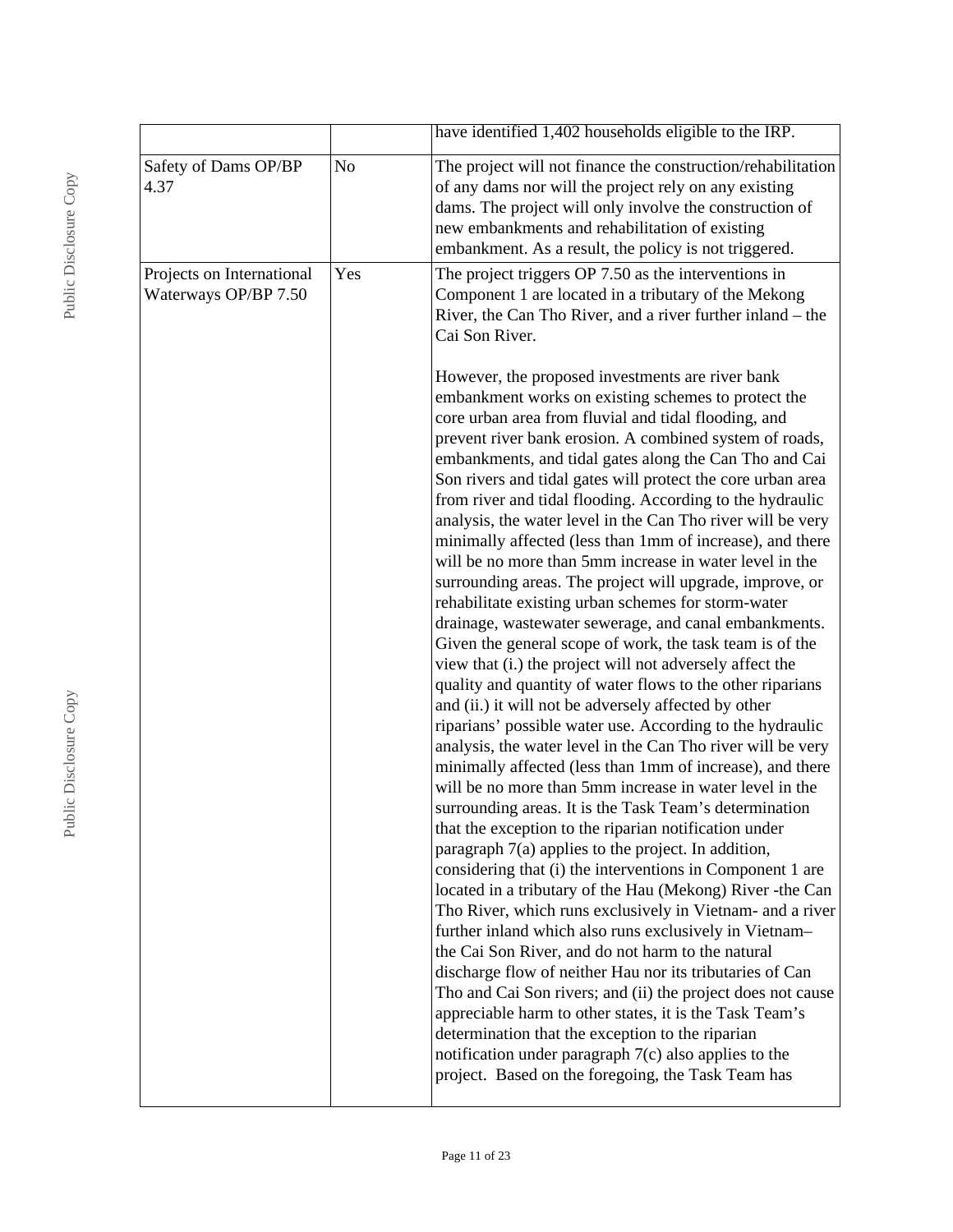| | | |
|---|---|---|
| | | have identified 1,402 households eligible to the IRP. |
| Safety of Dams OP/BP 4.37 | No | The project will not finance the construction/rehabilitation of any dams nor will the project rely on any existing dams. The project will only involve the construction of new embankments and rehabilitation of existing embankment. As a result, the policy is not triggered. |
| Projects on International Waterways OP/BP 7.50 | Yes | The project triggers OP 7.50 as the interventions in Component 1 are located in a tributary of the Mekong River, the Can Tho River, and a river further inland – the Cai Son River.<br><br>However, the proposed investments are river bank embankment works on existing schemes to protect the core urban area from fluvial and tidal flooding, and prevent river bank erosion. A combined system of roads, embankments, and tidal gates along the Can Tho and Cai Son rivers and tidal gates will protect the core urban area from river and tidal flooding. According to the hydraulic analysis, the water level in the Can Tho river will be very minimally affected (less than 1mm of increase), and there will be no more than 5mm increase in water level in the surrounding areas. The project will upgrade, improve, or rehabilitate existing urban schemes for storm-water drainage, wastewater sewerage, and canal embankments. Given the general scope of work, the task team is of the view that (i.) the project will not adversely affect the quality and quantity of water flows to the other riparians and (ii.) it will not be adversely affected by other riparians' possible water use. According to the hydraulic analysis, the water level in the Can Tho river will be very minimally affected (less than 1mm of increase), and there will be no more than 5mm increase in water level in the surrounding areas. It is the Task Team's determination that the exception to the riparian notification under paragraph 7(a) applies to the project. In addition, considering that (i) the interventions in Component 1 are located in a tributary of the Hau (Mekong) River -the Can Tho River, which runs exclusively in Vietnam- and a river further inland which also runs exclusively in Vietnam– the Cai Son River, and do not harm to the natural discharge flow of neither Hau nor its tributaries of Can Tho and Cai Son rivers; and (ii) the project does not cause appreciable harm to other states, it is the Task Team's determination that the exception to the riparian notification under paragraph 7(c) also applies to the project. Based on the foregoing, the Task Team has |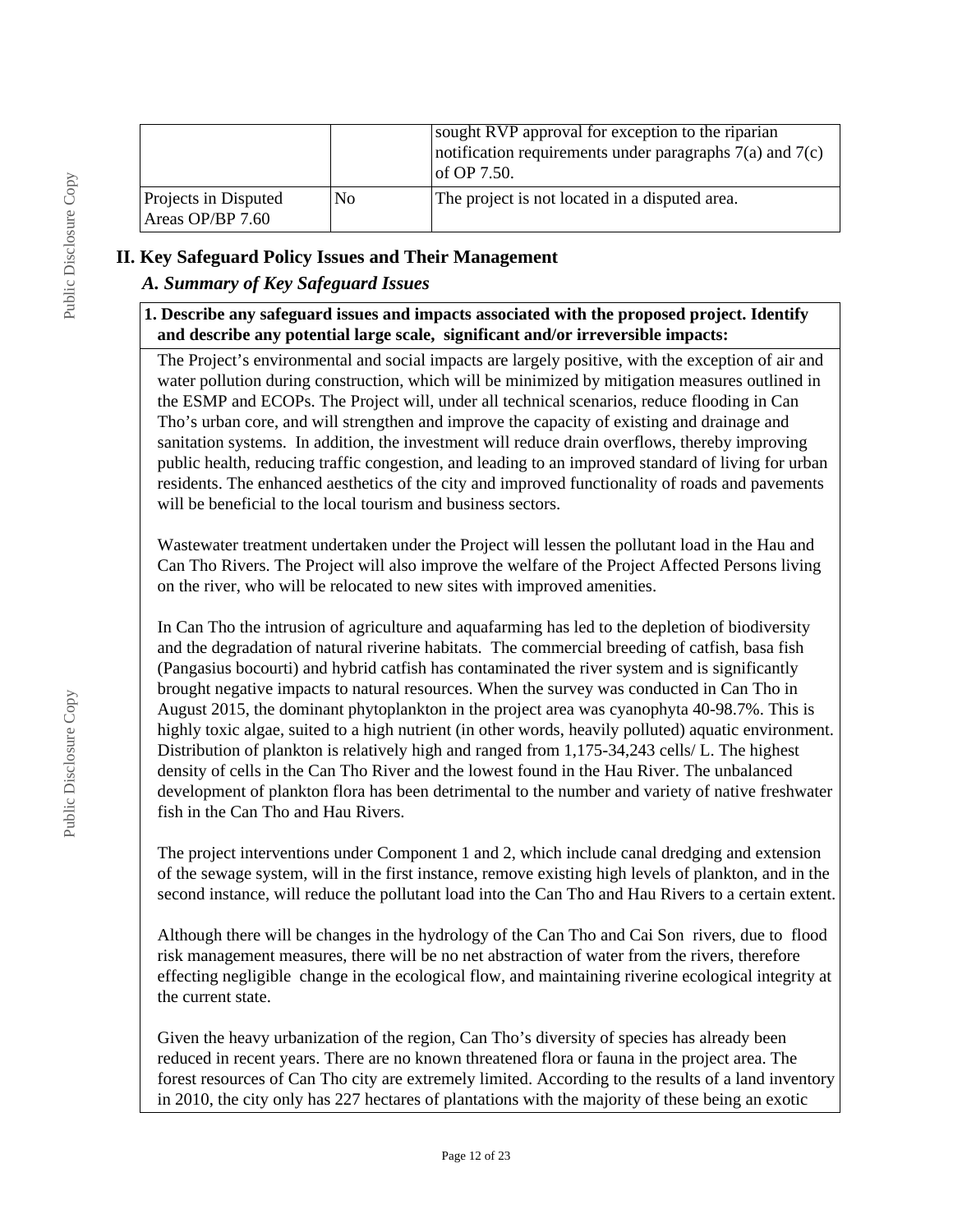| | | |
|---|---|---|
| | | sought RVP approval for exception to the riparian notification requirements under paragraphs 7(a) and 7(c) of OP 7.50. |
| Projects in Disputed Areas OP/BP 7.60 | No | The project is not located in a disputed area. |

## II. Key Safeguard Policy Issues and Their Management

### *A. Summary of Key Safeguard Issues*

**1. Describe any safeguard issues and impacts associated with the proposed project. Identify and describe any potential large scale, significant and/or irreversible impacts:**

The Project's environmental and social impacts are largely positive, with the exception of air and water pollution during construction, which will be minimized by mitigation measures outlined in the ESMP and ECOPs. The Project will, under all technical scenarios, reduce flooding in Can Tho's urban core, and will strengthen and improve the capacity of existing and drainage and sanitation systems. In addition, the investment will reduce drain overflows, thereby improving public health, reducing traffic congestion, and leading to an improved standard of living for urban residents. The enhanced aesthetics of the city and improved functionality of roads and pavements will be beneficial to the local tourism and business sectors.

Wastewater treatment undertaken under the Project will lessen the pollutant load in the Hau and Can Tho Rivers. The Project will also improve the welfare of the Project Affected Persons living on the river, who will be relocated to new sites with improved amenities.

In Can Tho the intrusion of agriculture and aquafarming has led to the depletion of biodiversity and the degradation of natural riverine habitats. The commercial breeding of catfish, basa fish (Pangasius bocourti) and hybrid catfish has contaminated the river system and is significantly brought negative impacts to natural resources. When the survey was conducted in Can Tho in August 2015, the dominant phytoplankton in the project area was cyanophyta 40-98.7%. This is highly toxic algae, suited to a high nutrient (in other words, heavily polluted) aquatic environment. Distribution of plankton is relatively high and ranged from 1,175-34,243 cells/ L. The highest density of cells in the Can Tho River and the lowest found in the Hau River. The unbalanced development of plankton flora has been detrimental to the number and variety of native freshwater fish in the Can Tho and Hau Rivers.

The project interventions under Component 1 and 2, which include canal dredging and extension of the sewage system, will in the first instance, remove existing high levels of plankton, and in the second instance, will reduce the pollutant load into the Can Tho and Hau Rivers to a certain extent.

Although there will be changes in the hydrology of the Can Tho and Cai Son rivers, due to flood risk management measures, there will be no net abstraction of water from the rivers, therefore effecting negligible change in the ecological flow, and maintaining riverine ecological integrity at the current state.

Given the heavy urbanization of the region, Can Tho's diversity of species has already been reduced in recent years. There are no known threatened flora or fauna in the project area. The forest resources of Can Tho city are extremely limited. According to the results of a land inventory in 2010, the city only has 227 hectares of plantations with the majority of these being an exotic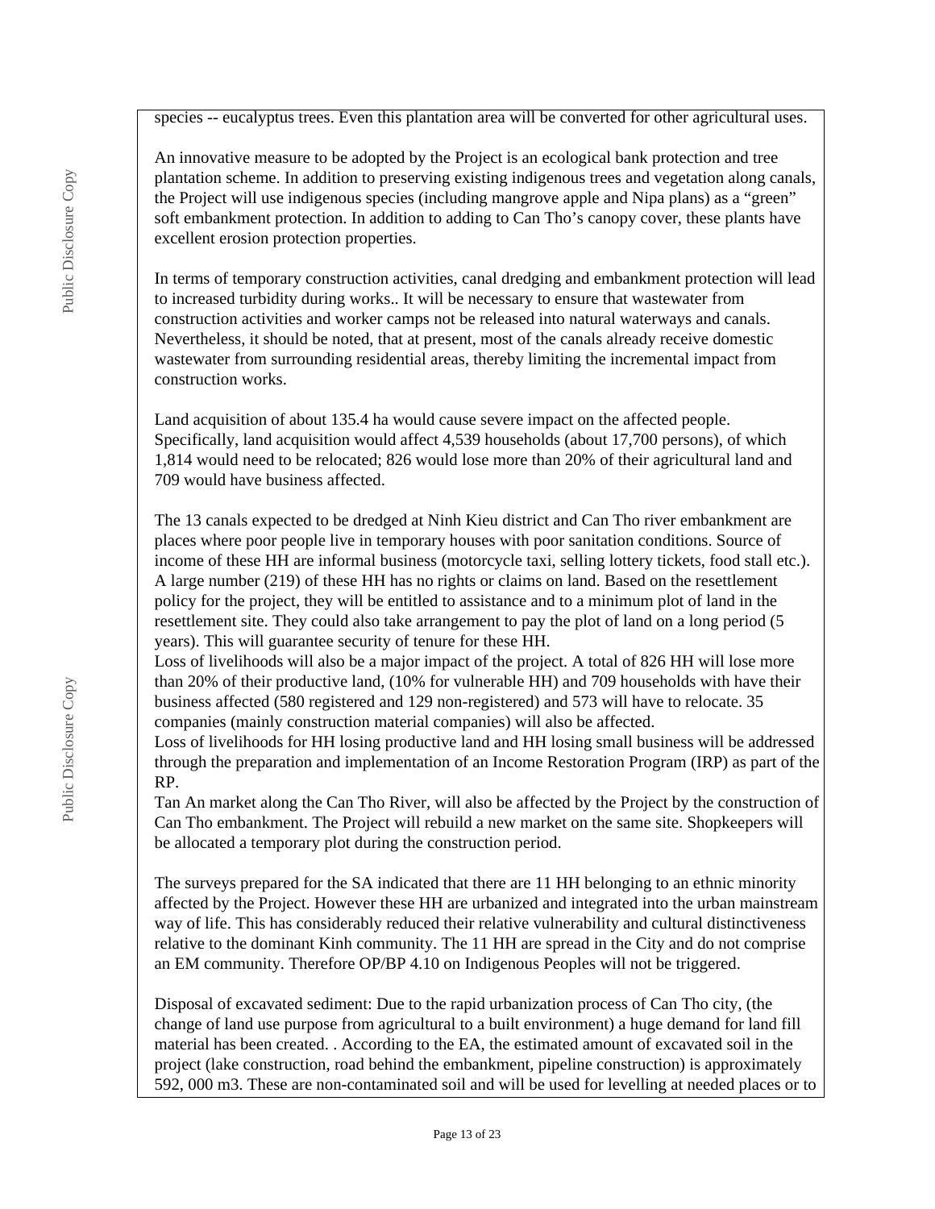species -- eucalyptus trees. Even this plantation area will be converted for other agricultural uses.

An innovative measure to be adopted by the Project is an ecological bank protection and tree plantation scheme. In addition to preserving existing indigenous trees and vegetation along canals, the Project will use indigenous species (including mangrove apple and Nipa plans) as a "green" soft embankment protection. In addition to adding to Can Tho's canopy cover, these plants have excellent erosion protection properties.

In terms of temporary construction activities, canal dredging and embankment protection will lead to increased turbidity during works.. It will be necessary to ensure that wastewater from construction activities and worker camps not be released into natural waterways and canals. Nevertheless, it should be noted, that at present, most of the canals already receive domestic wastewater from surrounding residential areas, thereby limiting the incremental impact from construction works.

Land acquisition of about 135.4 ha would cause severe impact on the affected people. Specifically, land acquisition would affect 4,539 households (about 17,700 persons), of which 1,814 would need to be relocated; 826 would lose more than 20% of their agricultural land and 709 would have business affected.

The 13 canals expected to be dredged at Ninh Kieu district and Can Tho river embankment are places where poor people live in temporary houses with poor sanitation conditions. Source of income of these HH are informal business (motorcycle taxi, selling lottery tickets, food stall etc.). A large number (219) of these HH has no rights or claims on land. Based on the resettlement policy for the project, they will be entitled to assistance and to a minimum plot of land in the resettlement site. They could also take arrangement to pay the plot of land on a long period (5 years). This will guarantee security of tenure for these HH.
Loss of livelihoods will also be a major impact of the project. A total of 826 HH will lose more than 20% of their productive land, (10% for vulnerable HH) and 709 households with have their business affected (580 registered and 129 non-registered) and 573 will have to relocate. 35 companies (mainly construction material companies) will also be affected.
Loss of livelihoods for HH losing productive land and HH losing small business will be addressed through the preparation and implementation of an Income Restoration Program (IRP) as part of the RP.
Tan An market along the Can Tho River, will also be affected by the Project by the construction of Can Tho embankment. The Project will rebuild a new market on the same site. Shopkeepers will be allocated a temporary plot during the construction period.

The surveys prepared for the SA indicated that there are 11 HH belonging to an ethnic minority affected by the Project. However these HH are urbanized and integrated into the urban mainstream way of life. This has considerably reduced their relative vulnerability and cultural distinctiveness relative to the dominant Kinh community. The 11 HH are spread in the City and do not comprise an EM community. Therefore OP/BP 4.10 on Indigenous Peoples will not be triggered.

Disposal of excavated sediment: Due to the rapid urbanization process of Can Tho city, (the change of land use purpose from agricultural to a built environment) a huge demand for land fill material has been created. . According to the EA, the estimated amount of excavated soil in the project (lake construction, road behind the embankment, pipeline construction) is approximately 592, 000 m3. These are non-contaminated soil and will be used for levelling at needed places or to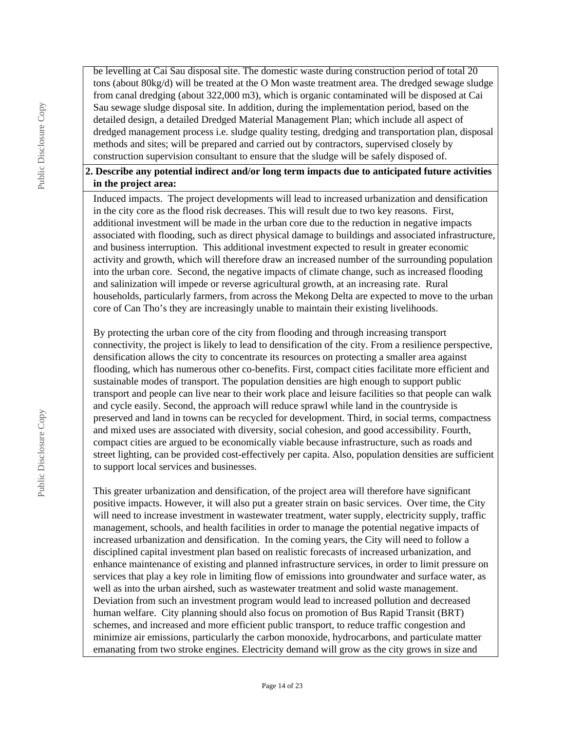be levelling at Cai Sau disposal site. The domestic waste during construction period of total 20 tons (about 80kg/d) will be treated at the O Mon waste treatment area. The dredged sewage sludge from canal dredging (about 322,000 m3), which is organic contaminated will be disposed at Cai Sau sewage sludge disposal site. In addition, during the implementation period, based on the detailed design, a detailed Dredged Material Management Plan; which include all aspect of dredged management process i.e. sludge quality testing, dredging and transportation plan, disposal methods and sites; will be prepared and carried out by contractors, supervised closely by construction supervision consultant to ensure that the sludge will be safely disposed of.

**2. Describe any potential indirect and/or long term impacts due to anticipated future activities in the project area:**

Induced impacts. The project developments will lead to increased urbanization and densification in the city core as the flood risk decreases. This will result due to two key reasons. First, additional investment will be made in the urban core due to the reduction in negative impacts associated with flooding, such as direct physical damage to buildings and associated infrastructure, and business interruption. This additional investment expected to result in greater economic activity and growth, which will therefore draw an increased number of the surrounding population into the urban core. Second, the negative impacts of climate change, such as increased flooding and salinization will impede or reverse agricultural growth, at an increasing rate. Rural households, particularly farmers, from across the Mekong Delta are expected to move to the urban core of Can Tho's they are increasingly unable to maintain their existing livelihoods.

By protecting the urban core of the city from flooding and through increasing transport connectivity, the project is likely to lead to densification of the city. From a resilience perspective, densification allows the city to concentrate its resources on protecting a smaller area against flooding, which has numerous other co-benefits. First, compact cities facilitate more efficient and sustainable modes of transport. The population densities are high enough to support public transport and people can live near to their work place and leisure facilities so that people can walk and cycle easily. Second, the approach will reduce sprawl while land in the countryside is preserved and land in towns can be recycled for development. Third, in social terms, compactness and mixed uses are associated with diversity, social cohesion, and good accessibility. Fourth, compact cities are argued to be economically viable because infrastructure, such as roads and street lighting, can be provided cost-effectively per capita. Also, population densities are sufficient to support local services and businesses.

This greater urbanization and densification, of the project area will therefore have significant positive impacts. However, it will also put a greater strain on basic services. Over time, the City will need to increase investment in wastewater treatment, water supply, electricity supply, traffic management, schools, and health facilities in order to manage the potential negative impacts of increased urbanization and densification. In the coming years, the City will need to follow a disciplined capital investment plan based on realistic forecasts of increased urbanization, and enhance maintenance of existing and planned infrastructure services, in order to limit pressure on services that play a key role in limiting flow of emissions into groundwater and surface water, as well as into the urban airshed, such as wastewater treatment and solid waste management. Deviation from such an investment program would lead to increased pollution and decreased human welfare. City planning should also focus on promotion of Bus Rapid Transit (BRT) schemes, and increased and more efficient public transport, to reduce traffic congestion and minimize air emissions, particularly the carbon monoxide, hydrocarbons, and particulate matter emanating from two stroke engines. Electricity demand will grow as the city grows in size and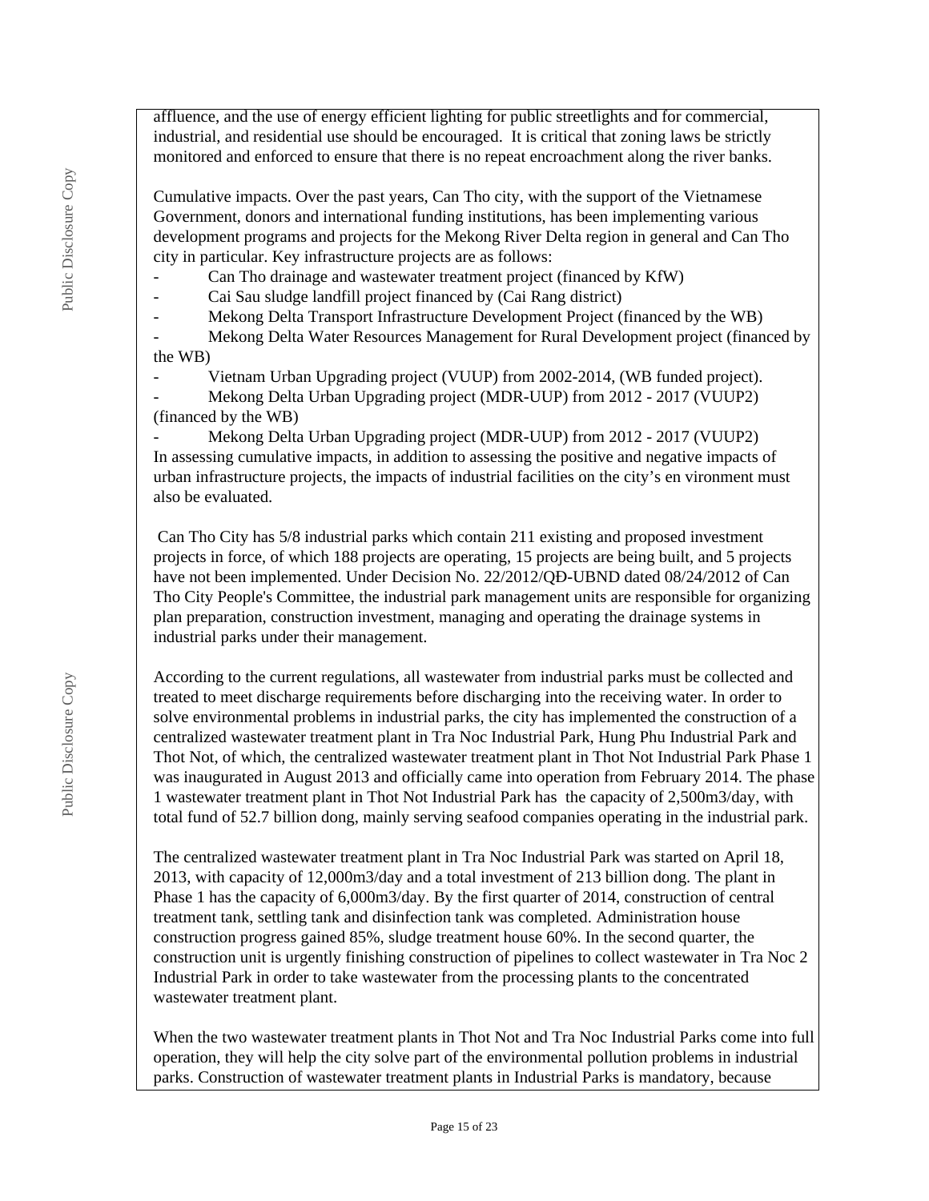affluence, and the use of energy efficient lighting for public streetlights and for commercial, industrial, and residential use should be encouraged. It is critical that zoning laws be strictly monitored and enforced to ensure that there is no repeat encroachment along the river banks.

Cumulative impacts. Over the past years, Can Tho city, with the support of the Vietnamese Government, donors and international funding institutions, has been implementing various development programs and projects for the Mekong River Delta region in general and Can Tho city in particular. Key infrastructure projects are as follows:

- Can Tho drainage and wastewater treatment project (financed by KfW)
- Cai Sau sludge landfill project financed by (Cai Rang district)
- Mekong Delta Transport Infrastructure Development Project (financed by the WB)
- Mekong Delta Water Resources Management for Rural Development project (financed by the WB)
- Vietnam Urban Upgrading project (VUUP) from 2002-2014, (WB funded project).
- Mekong Delta Urban Upgrading project (MDR-UUP) from 2012 - 2017 (VUUP2) (financed by the WB)
- Mekong Delta Urban Upgrading project (MDR-UUP) from 2012 - 2017 (VUUP2)

In assessing cumulative impacts, in addition to assessing the positive and negative impacts of urban infrastructure projects, the impacts of industrial facilities on the city's en vironment must also be evaluated.

Can Tho City has 5/8 industrial parks which contain 211 existing and proposed investment projects in force, of which 188 projects are operating, 15 projects are being built, and 5 projects have not been implemented. Under Decision No. 22/2012/QĐ-UBND dated 08/24/2012 of Can Tho City People's Committee, the industrial park management units are responsible for organizing plan preparation, construction investment, managing and operating the drainage systems in industrial parks under their management.

According to the current regulations, all wastewater from industrial parks must be collected and treated to meet discharge requirements before discharging into the receiving water. In order to solve environmental problems in industrial parks, the city has implemented the construction of a centralized wastewater treatment plant in Tra Noc Industrial Park, Hung Phu Industrial Park and Thot Not, of which, the centralized wastewater treatment plant in Thot Not Industrial Park Phase 1 was inaugurated in August 2013 and officially came into operation from February 2014. The phase 1 wastewater treatment plant in Thot Not Industrial Park has the capacity of 2,500m3/day, with total fund of 52.7 billion dong, mainly serving seafood companies operating in the industrial park.

The centralized wastewater treatment plant in Tra Noc Industrial Park was started on April 18, 2013, with capacity of 12,000m3/day and a total investment of 213 billion dong. The plant in Phase 1 has the capacity of 6,000m3/day. By the first quarter of 2014, construction of central treatment tank, settling tank and disinfection tank was completed. Administration house construction progress gained 85%, sludge treatment house 60%. In the second quarter, the construction unit is urgently finishing construction of pipelines to collect wastewater in Tra Noc 2 Industrial Park in order to take wastewater from the processing plants to the concentrated wastewater treatment plant.

When the two wastewater treatment plants in Thot Not and Tra Noc Industrial Parks come into full operation, they will help the city solve part of the environmental pollution problems in industrial parks. Construction of wastewater treatment plants in Industrial Parks is mandatory, because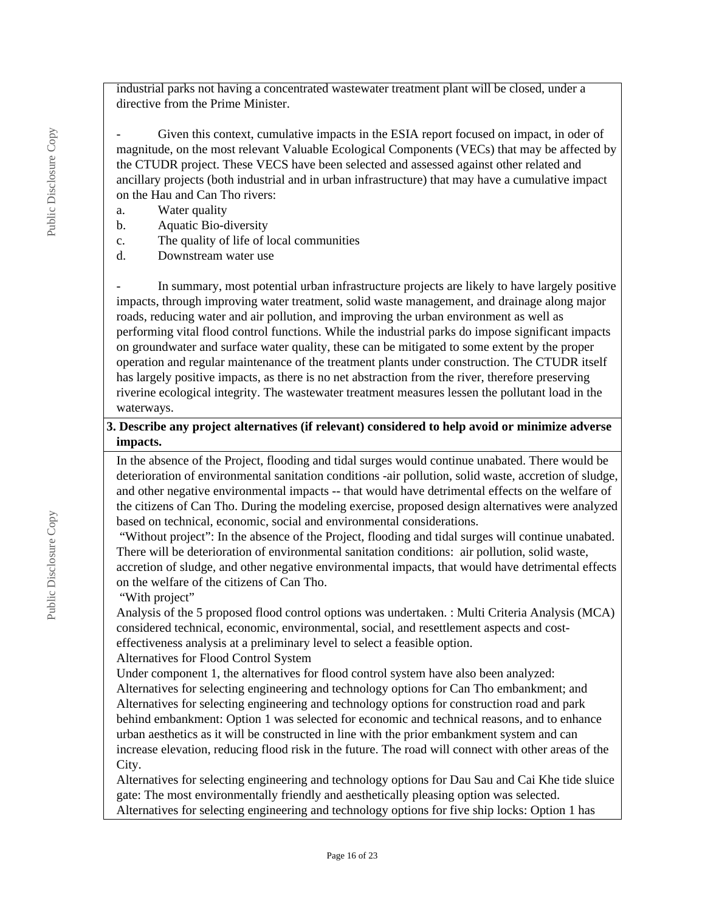industrial parks not having a concentrated wastewater treatment plant will be closed, under a directive from the Prime Minister.

- Given this context, cumulative impacts in the ESIA report focused on impact, in oder of magnitude, on the most relevant Valuable Ecological Components (VECs) that may be affected by the CTUDR project. These VECS have been selected and assessed against other related and ancillary projects (both industrial and in urban infrastructure) that may have a cumulative impact on the Hau and Can Tho rivers:

a. Water quality
b. Aquatic Bio-diversity
c. The quality of life of local communities
d. Downstream water use

- In summary, most potential urban infrastructure projects are likely to have largely positive impacts, through improving water treatment, solid waste management, and drainage along major roads, reducing water and air pollution, and improving the urban environment as well as performing vital flood control functions. While the industrial parks do impose significant impacts on groundwater and surface water quality, these can be mitigated to some extent by the proper operation and regular maintenance of the treatment plants under construction. The CTUDR itself has largely positive impacts, as there is no net abstraction from the river, therefore preserving riverine ecological integrity. The wastewater treatment measures lessen the pollutant load in the waterways.

**3. Describe any project alternatives (if relevant) considered to help avoid or minimize adverse impacts.**

In the absence of the Project, flooding and tidal surges would continue unabated. There would be deterioration of environmental sanitation conditions -air pollution, solid waste, accretion of sludge, and other negative environmental impacts -- that would have detrimental effects on the welfare of the citizens of Can Tho. During the modeling exercise, proposed design alternatives were analyzed based on technical, economic, social and environmental considerations.

"Without project": In the absence of the Project, flooding and tidal surges will continue unabated. There will be deterioration of environmental sanitation conditions: air pollution, solid waste, accretion of sludge, and other negative environmental impacts, that would have detrimental effects on the welfare of the citizens of Can Tho.

"With project"

Analysis of the 5 proposed flood control options was undertaken. : Multi Criteria Analysis (MCA) considered technical, economic, environmental, social, and resettlement aspects and cost-effectiveness analysis at a preliminary level to select a feasible option.

Alternatives for Flood Control System

Under component 1, the alternatives for flood control system have also been analyzed:

Alternatives for selecting engineering and technology options for Can Tho embankment; and

Alternatives for selecting engineering and technology options for construction road and park behind embankment: Option 1 was selected for economic and technical reasons, and to enhance urban aesthetics as it will be constructed in line with the prior embankment system and can increase elevation, reducing flood risk in the future. The road will connect with other areas of the City.

Alternatives for selecting engineering and technology options for Dau Sau and Cai Khe tide sluice gate: The most environmentally friendly and aesthetically pleasing option was selected.

Alternatives for selecting engineering and technology options for five ship locks: Option 1 has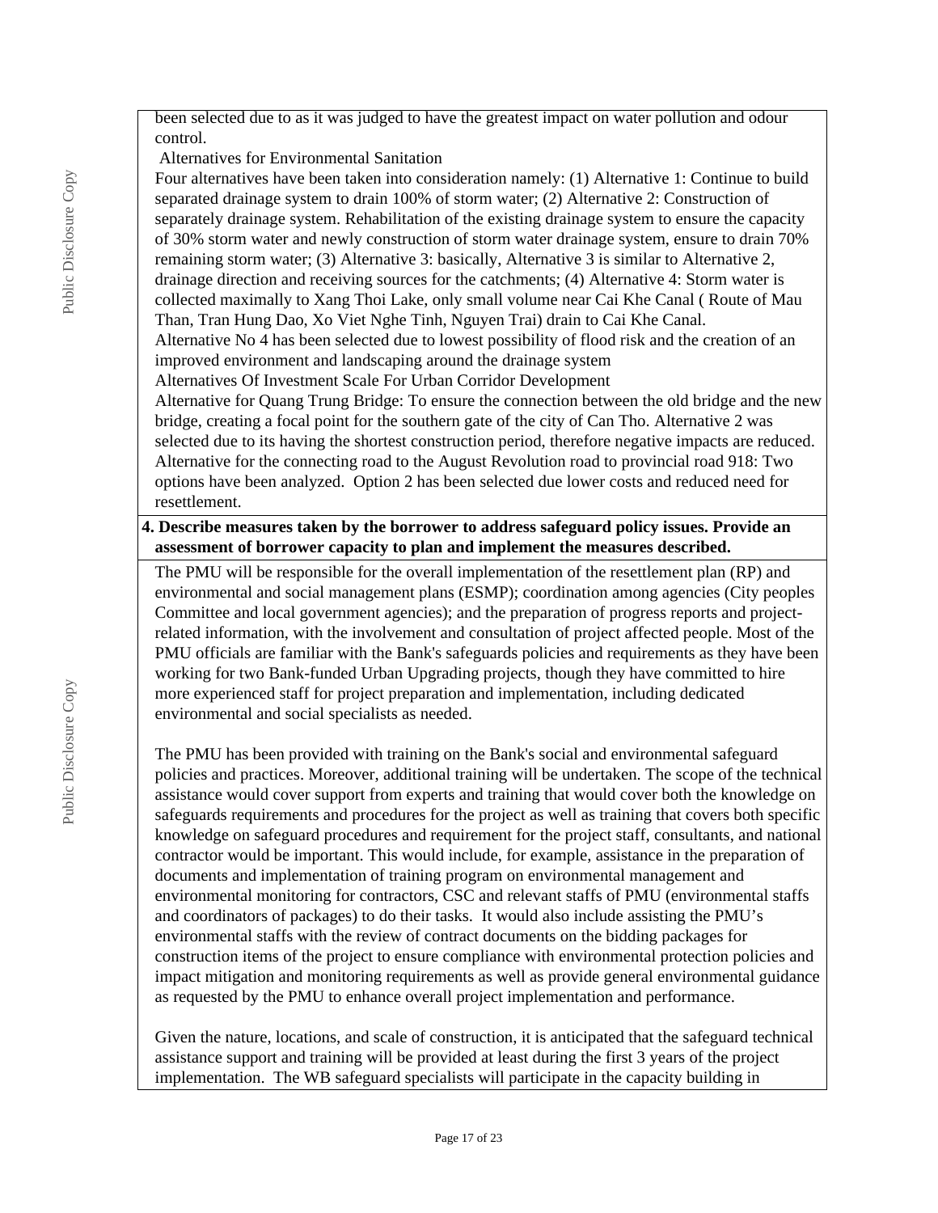been selected due to as it was judged to have the greatest impact on water pollution and odour control.

Alternatives for Environmental Sanitation

Four alternatives have been taken into consideration namely: (1) Alternative 1: Continue to build separated drainage system to drain 100% of storm water; (2) Alternative 2: Construction of separately drainage system. Rehabilitation of the existing drainage system to ensure the capacity of 30% storm water and newly construction of storm water drainage system, ensure to drain 70% remaining storm water; (3) Alternative 3: basically, Alternative 3 is similar to Alternative 2, drainage direction and receiving sources for the catchments; (4) Alternative 4: Storm water is collected maximally to Xang Thoi Lake, only small volume near Cai Khe Canal ( Route of Mau Than, Tran Hung Dao, Xo Viet Nghe Tinh, Nguyen Trai) drain to Cai Khe Canal.

Alternative No 4 has been selected due to lowest possibility of flood risk and the creation of an improved environment and landscaping around the drainage system

Alternatives Of Investment Scale For Urban Corridor Development

Alternative for Quang Trung Bridge: To ensure the connection between the old bridge and the new bridge, creating a focal point for the southern gate of the city of Can Tho. Alternative 2 was selected due to its having the shortest construction period, therefore negative impacts are reduced.

Alternative for the connecting road to the August Revolution road to provincial road 918: Two options have been analyzed. Option 2 has been selected due lower costs and reduced need for resettlement.

**4. Describe measures taken by the borrower to address safeguard policy issues. Provide an assessment of borrower capacity to plan and implement the measures described.**

The PMU will be responsible for the overall implementation of the resettlement plan (RP) and environmental and social management plans (ESMP); coordination among agencies (City peoples Committee and local government agencies); and the preparation of progress reports and project-related information, with the involvement and consultation of project affected people. Most of the PMU officials are familiar with the Bank's safeguards policies and requirements as they have been working for two Bank-funded Urban Upgrading projects, though they have committed to hire more experienced staff for project preparation and implementation, including dedicated environmental and social specialists as needed.

The PMU has been provided with training on the Bank's social and environmental safeguard policies and practices. Moreover, additional training will be undertaken. The scope of the technical assistance would cover support from experts and training that would cover both the knowledge on safeguards requirements and procedures for the project as well as training that covers both specific knowledge on safeguard procedures and requirement for the project staff, consultants, and national contractor would be important. This would include, for example, assistance in the preparation of documents and implementation of training program on environmental management and environmental monitoring for contractors, CSC and relevant staffs of PMU (environmental staffs and coordinators of packages) to do their tasks. It would also include assisting the PMU's environmental staffs with the review of contract documents on the bidding packages for construction items of the project to ensure compliance with environmental protection policies and impact mitigation and monitoring requirements as well as provide general environmental guidance as requested by the PMU to enhance overall project implementation and performance.

Given the nature, locations, and scale of construction, it is anticipated that the safeguard technical assistance support and training will be provided at least during the first 3 years of the project implementation. The WB safeguard specialists will participate in the capacity building in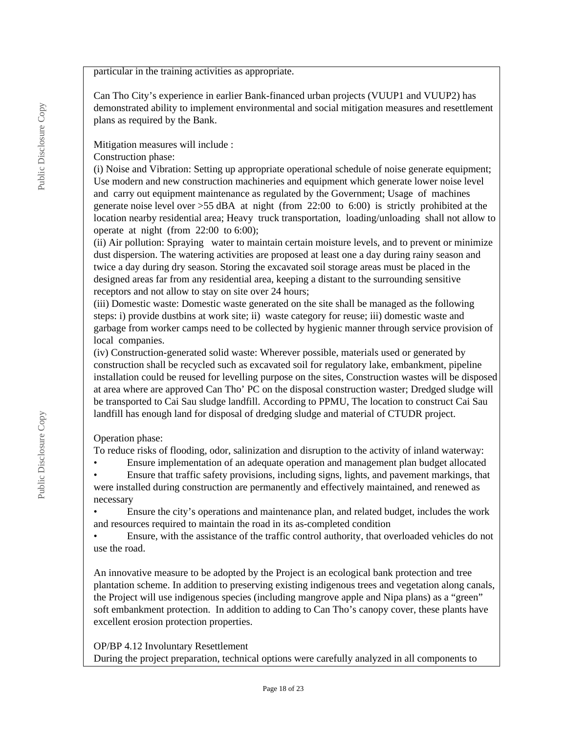particular in the training activities as appropriate.

Can Tho City's experience in earlier Bank-financed urban projects (VUUP1 and VUUP2) has demonstrated ability to implement environmental and social mitigation measures and resettlement plans as required by the Bank.

Mitigation measures will include :
Construction phase:
(i) Noise and Vibration: Setting up appropriate operational schedule of noise generate equipment; Use modern and new construction machineries and equipment which generate lower noise level and carry out equipment maintenance as regulated by the Government; Usage of machines generate noise level over >55 dBA at night (from 22:00 to 6:00) is strictly prohibited at the location nearby residential area; Heavy truck transportation, loading/unloading shall not allow to operate at night (from 22:00 to 6:00);
(ii) Air pollution: Spraying water to maintain certain moisture levels, and to prevent or minimize dust dispersion. The watering activities are proposed at least one a day during rainy season and twice a day during dry season. Storing the excavated soil storage areas must be placed in the designed areas far from any residential area, keeping a distant to the surrounding sensitive receptors and not allow to stay on site over 24 hours;
(iii) Domestic waste: Domestic waste generated on the site shall be managed as the following steps: i) provide dustbins at work site; ii) waste category for reuse; iii) domestic waste and garbage from worker camps need to be collected by hygienic manner through service provision of local companies.
(iv) Construction-generated solid waste: Wherever possible, materials used or generated by construction shall be recycled such as excavated soil for regulatory lake, embankment, pipeline installation could be reused for levelling purpose on the sites, Construction wastes will be disposed at area where are approved Can Tho' PC on the disposal construction waster; Dredged sludge will be transported to Cai Sau sludge landfill. According to PPMU, The location to construct Cai Sau landfill has enough land for disposal of dredging sludge and material of CTUDR project.

Operation phase:
To reduce risks of flooding, odor, salinization and disruption to the activity of inland waterway:
- Ensure implementation of an adequate operation and management plan budget allocated
- Ensure that traffic safety provisions, including signs, lights, and pavement markings, that were installed during construction are permanently and effectively maintained, and renewed as necessary
- Ensure the city's operations and maintenance plan, and related budget, includes the work and resources required to maintain the road in its as-completed condition
- Ensure, with the assistance of the traffic control authority, that overloaded vehicles do not use the road.

An innovative measure to be adopted by the Project is an ecological bank protection and tree plantation scheme. In addition to preserving existing indigenous trees and vegetation along canals, the Project will use indigenous species (including mangrove apple and Nipa plans) as a "green" soft embankment protection. In addition to adding to Can Tho's canopy cover, these plants have excellent erosion protection properties.

OP/BP 4.12 Involuntary Resettlement
During the project preparation, technical options were carefully analyzed in all components to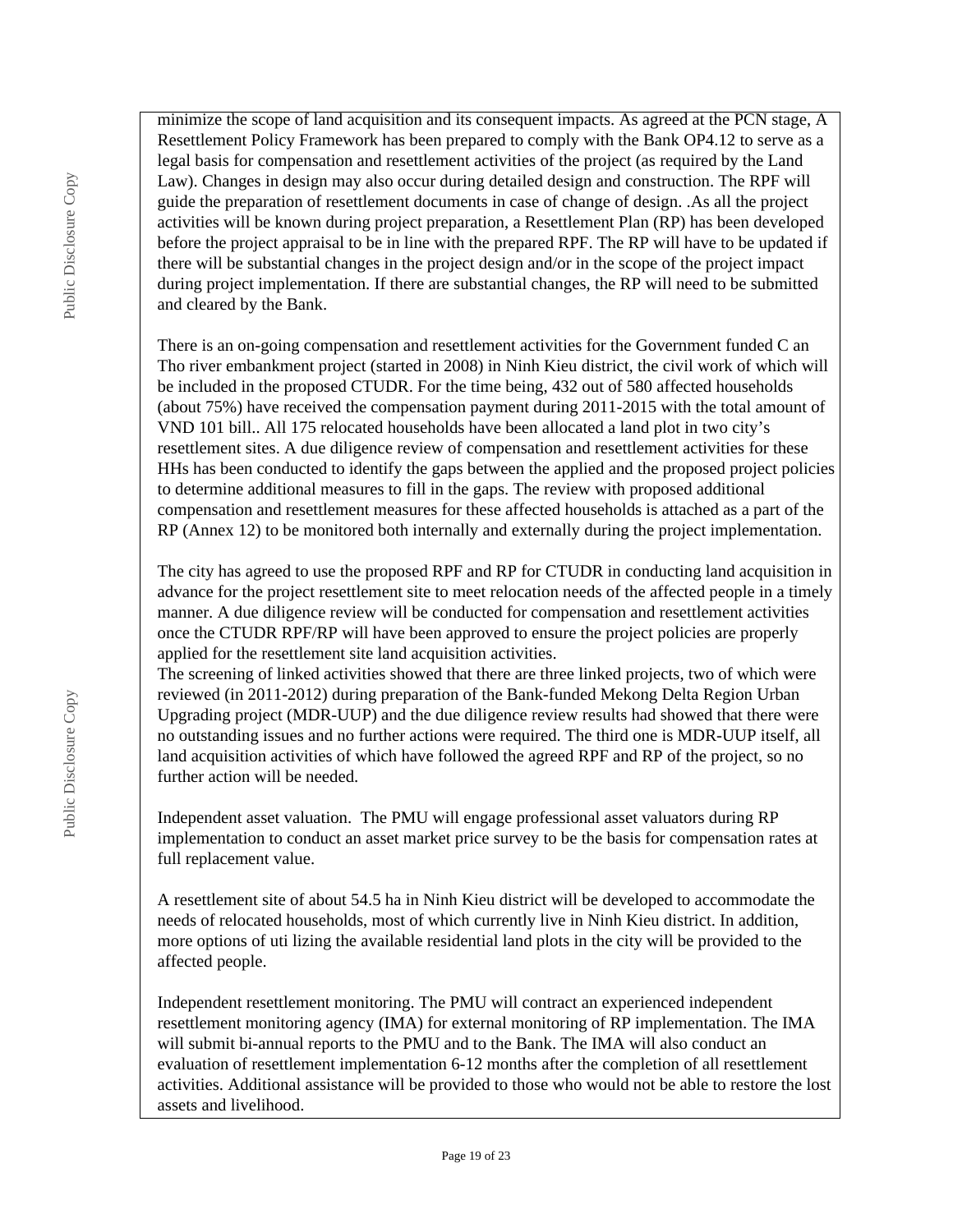minimize the scope of land acquisition and its consequent impacts. As agreed at the PCN stage, A Resettlement Policy Framework has been prepared to comply with the Bank OP4.12 to serve as a legal basis for compensation and resettlement activities of the project (as required by the Land Law). Changes in design may also occur during detailed design and construction. The RPF will guide the preparation of resettlement documents in case of change of design. .As all the project activities will be known during project preparation, a Resettlement Plan (RP) has been developed before the project appraisal to be in line with the prepared RPF. The RP will have to be updated if there will be substantial changes in the project design and/or in the scope of the project impact during project implementation. If there are substantial changes, the RP will need to be submitted and cleared by the Bank.

There is an on-going compensation and resettlement activities for the Government funded C an Tho river embankment project (started in 2008) in Ninh Kieu district, the civil work of which will be included in the proposed CTUDR. For the time being, 432 out of 580 affected households (about 75%) have received the compensation payment during 2011-2015 with the total amount of VND 101 bill.. All 175 relocated households have been allocated a land plot in two city's resettlement sites. A due diligence review of compensation and resettlement activities for these HHs has been conducted to identify the gaps between the applied and the proposed project policies to determine additional measures to fill in the gaps. The review with proposed additional compensation and resettlement measures for these affected households is attached as a part of the RP (Annex 12) to be monitored both internally and externally during the project implementation.

The city has agreed to use the proposed RPF and RP for CTUDR in conducting land acquisition in advance for the project resettlement site to meet relocation needs of the affected people in a timely manner. A due diligence review will be conducted for compensation and resettlement activities once the CTUDR RPF/RP will have been approved to ensure the project policies are properly applied for the resettlement site land acquisition activities.
The screening of linked activities showed that there are three linked projects, two of which were reviewed (in 2011-2012) during preparation of the Bank-funded Mekong Delta Region Urban Upgrading project (MDR-UUP) and the due diligence review results had showed that there were no outstanding issues and no further actions were required. The third one is MDR-UUP itself, all land acquisition activities of which have followed the agreed RPF and RP of the project, so no further action will be needed.

Independent asset valuation. The PMU will engage professional asset valuators during RP implementation to conduct an asset market price survey to be the basis for compensation rates at full replacement value.

A resettlement site of about 54.5 ha in Ninh Kieu district will be developed to accommodate the needs of relocated households, most of which currently live in Ninh Kieu district. In addition, more options of uti lizing the available residential land plots in the city will be provided to the affected people.

Independent resettlement monitoring. The PMU will contract an experienced independent resettlement monitoring agency (IMA) for external monitoring of RP implementation. The IMA will submit bi-annual reports to the PMU and to the Bank. The IMA will also conduct an evaluation of resettlement implementation 6-12 months after the completion of all resettlement activities. Additional assistance will be provided to those who would not be able to restore the lost assets and livelihood.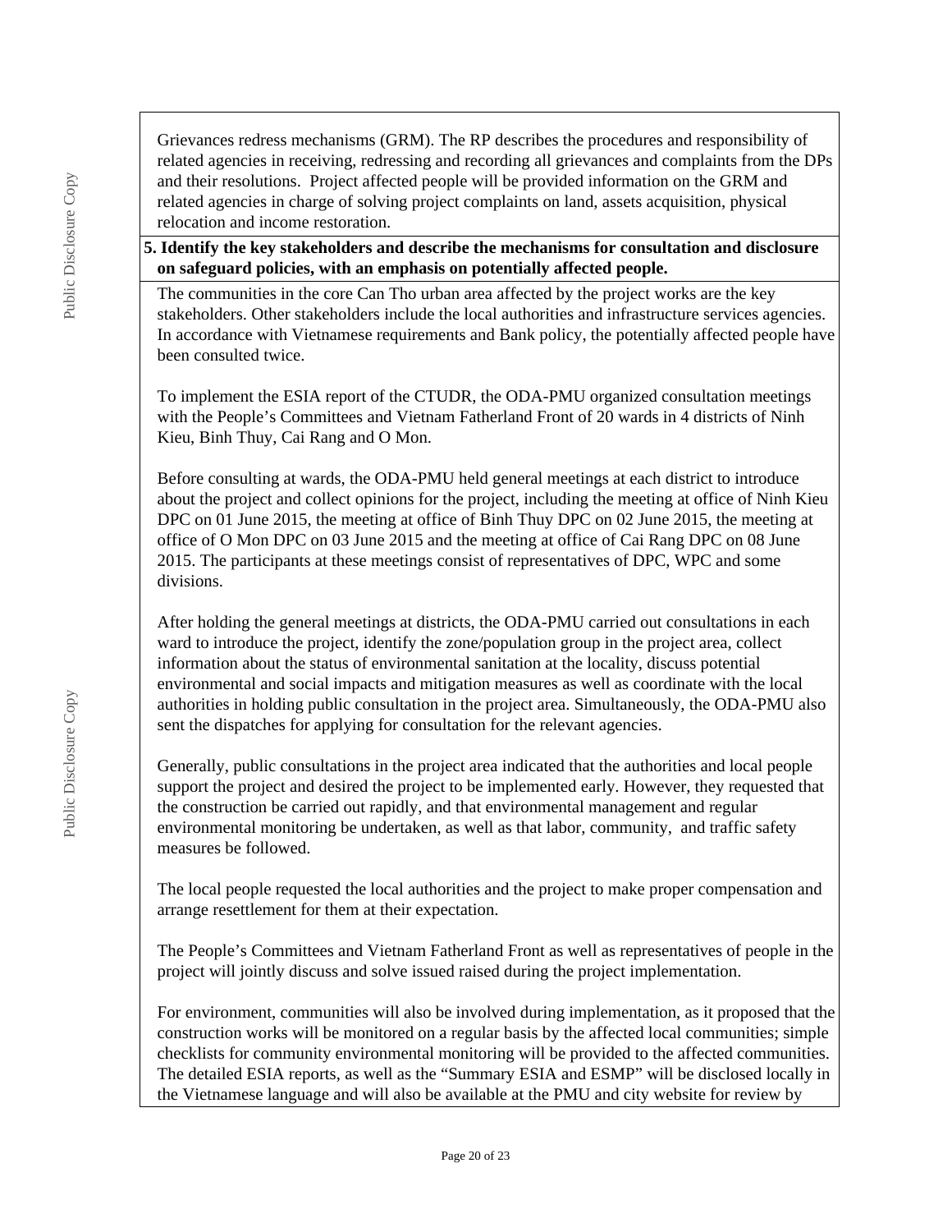Grievances redress mechanisms (GRM). The RP describes the procedures and responsibility of related agencies in receiving, redressing and recording all grievances and complaints from the DPs and their resolutions. Project affected people will be provided information on the GRM and related agencies in charge of solving project complaints on land, assets acquisition, physical relocation and income restoration.

**5. Identify the key stakeholders and describe the mechanisms for consultation and disclosure on safeguard policies, with an emphasis on potentially affected people.**

The communities in the core Can Tho urban area affected by the project works are the key stakeholders. Other stakeholders include the local authorities and infrastructure services agencies. In accordance with Vietnamese requirements and Bank policy, the potentially affected people have been consulted twice.

To implement the ESIA report of the CTUDR, the ODA-PMU organized consultation meetings with the People's Committees and Vietnam Fatherland Front of 20 wards in 4 districts of Ninh Kieu, Binh Thuy, Cai Rang and O Mon.

Before consulting at wards, the ODA-PMU held general meetings at each district to introduce about the project and collect opinions for the project, including the meeting at office of Ninh Kieu DPC on 01 June 2015, the meeting at office of Binh Thuy DPC on 02 June 2015, the meeting at office of O Mon DPC on 03 June 2015 and the meeting at office of Cai Rang DPC on 08 June 2015. The participants at these meetings consist of representatives of DPC, WPC and some divisions.

After holding the general meetings at districts, the ODA-PMU carried out consultations in each ward to introduce the project, identify the zone/population group in the project area, collect information about the status of environmental sanitation at the locality, discuss potential environmental and social impacts and mitigation measures as well as coordinate with the local authorities in holding public consultation in the project area. Simultaneously, the ODA-PMU also sent the dispatches for applying for consultation for the relevant agencies.

Generally, public consultations in the project area indicated that the authorities and local people support the project and desired the project to be implemented early. However, they requested that the construction be carried out rapidly, and that environmental management and regular environmental monitoring be undertaken, as well as that labor, community, and traffic safety measures be followed.

The local people requested the local authorities and the project to make proper compensation and arrange resettlement for them at their expectation.

The People's Committees and Vietnam Fatherland Front as well as representatives of people in the project will jointly discuss and solve issued raised during the project implementation.

For environment, communities will also be involved during implementation, as it proposed that the construction works will be monitored on a regular basis by the affected local communities; simple checklists for community environmental monitoring will be provided to the affected communities. The detailed ESIA reports, as well as the "Summary ESIA and ESMP" will be disclosed locally in the Vietnamese language and will also be available at the PMU and city website for review by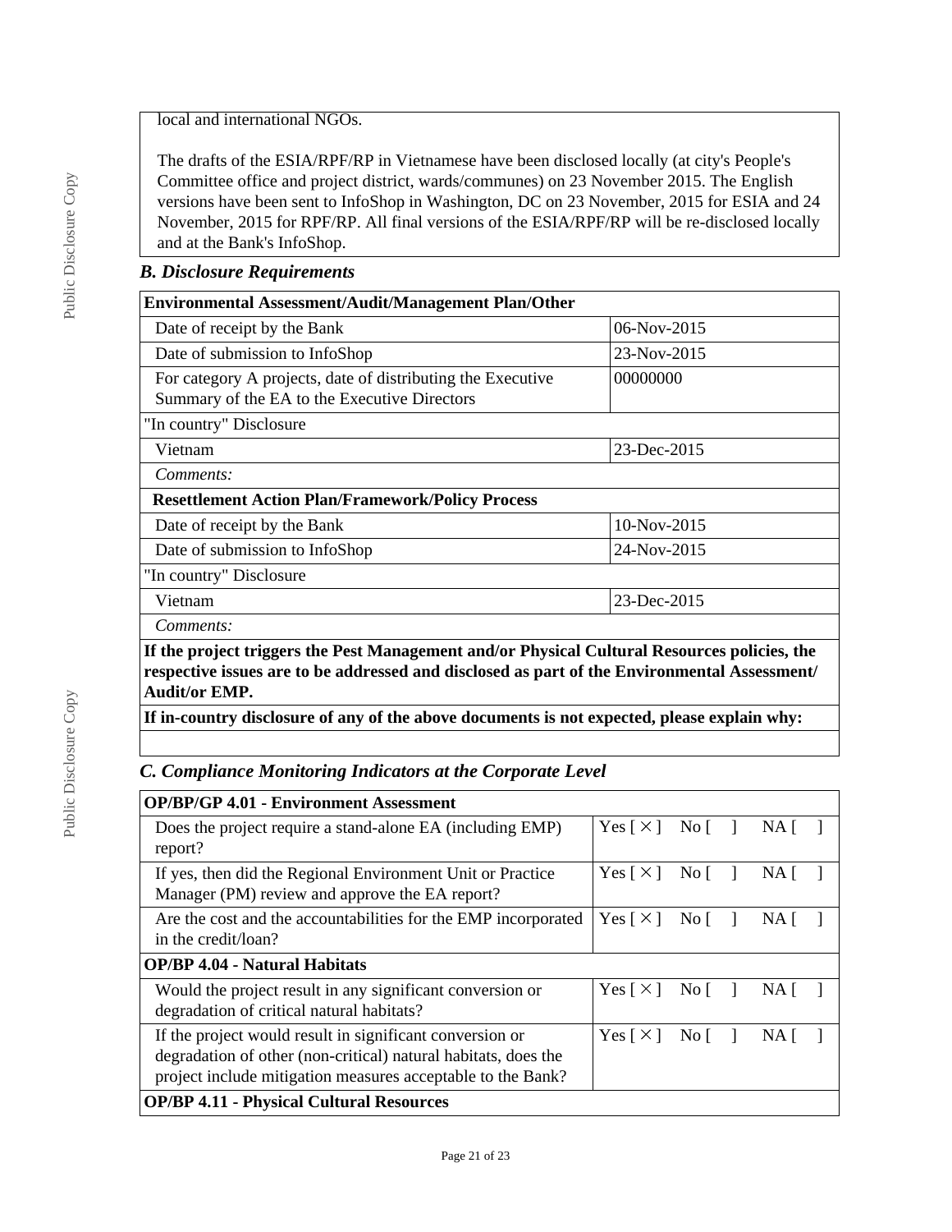local and international NGOs.

The drafts of the ESIA/RPF/RP in Vietnamese have been disclosed locally (at city's People's Committee office and project district, wards/communes) on 23 November 2015. The English versions have been sent to InfoShop in Washington, DC on 23 November, 2015 for ESIA and 24 November, 2015 for RPF/RP. All final versions of the ESIA/RPF/RP will be re-disclosed locally and at the Bank's InfoShop.

### *B. Disclosure Requirements*

| **Environmental Assessment/Audit/Management Plan/Other** | |
|---|---|
| Date of receipt by the Bank | 06-Nov-2015 |
| Date of submission to InfoShop | 23-Nov-2015 |
| For category A projects, date of distributing the Executive Summary of the EA to the Executive Directors | 00000000 |
| "In country" Disclosure | |
| Vietnam | 23-Dec-2015 |
| *Comments:* | |
| **Resettlement Action Plan/Framework/Policy Process** | |
| Date of receipt by the Bank | 10-Nov-2015 |
| Date of submission to InfoShop | 24-Nov-2015 |
| "In country" Disclosure | |
| Vietnam | 23-Dec-2015 |
| *Comments:* | |
| **If the project triggers the Pest Management and/or Physical Cultural Resources policies, the respective issues are to be addressed and disclosed as part of the Environmental Assessment/ Audit/or EMP.** | |
| **If in-country disclosure of any of the above documents is not expected, please explain why:** | |
| | |

### *C. Compliance Monitoring Indicators at the Corporate Level*

| **OP/BP/GP 4.01 - Environment Assessment** | |
|---|---|
| Does the project require a stand-alone EA (including EMP) report? | Yes [ × ] No [ ] NA [ ] |
| If yes, then did the Regional Environment Unit or Practice Manager (PM) review and approve the EA report? | Yes [ × ] No [ ] NA [ ] |
| Are the cost and the accountabilities for the EMP incorporated in the credit/loan? | Yes [ × ] No [ ] NA [ ] |
| **OP/BP 4.04 - Natural Habitats** | |
| Would the project result in any significant conversion or degradation of critical natural habitats? | Yes [ × ] No [ ] NA [ ] |
| If the project would result in significant conversion or degradation of other (non-critical) natural habitats, does the project include mitigation measures acceptable to the Bank? | Yes [ × ] No [ ] NA [ ] |
| **OP/BP 4.11 - Physical Cultural Resources** | |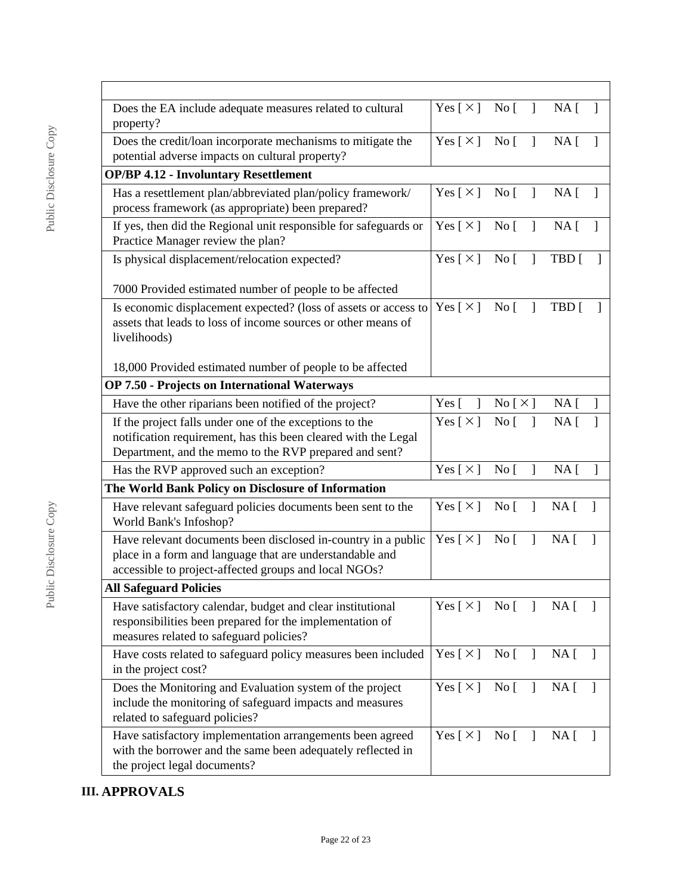| | |
|---|---|
| Does the EA include adequate measures related to cultural property? | Yes [ × ] No [ ] NA [ ] |
| Does the credit/loan incorporate mechanisms to mitigate the potential adverse impacts on cultural property? | Yes [ × ] No [ ] NA [ ] |
| **OP/BP 4.12 - Involuntary Resettlement** | |
| Has a resettlement plan/abbreviated plan/policy framework/ process framework (as appropriate) been prepared? | Yes [ × ] No [ ] NA [ ] |
| If yes, then did the Regional unit responsible for safeguards or Practice Manager review the plan? | Yes [ × ] No [ ] NA [ ] |
| Is physical displacement/relocation expected?<br><br>7000 Provided estimated number of people to be affected | Yes [ × ] No [ ] TBD [ ] |
| Is economic displacement expected? (loss of assets or access to assets that leads to loss of income sources or other means of livelihoods)<br><br>18,000 Provided estimated number of people to be affected | Yes [ × ] No [ ] TBD [ ] |
| **OP 7.50 - Projects on International Waterways** | |
| Have the other riparians been notified of the project? | Yes [ ] No [ × ] NA [ ] |
| If the project falls under one of the exceptions to the notification requirement, has this been cleared with the Legal Department, and the memo to the RVP prepared and sent? | Yes [ × ] No [ ] NA [ ] |
| Has the RVP approved such an exception? | Yes [ × ] No [ ] NA [ ] |
| **The World Bank Policy on Disclosure of Information** | |
| Have relevant safeguard policies documents been sent to the World Bank's Infoshop? | Yes [ × ] No [ ] NA [ ] |
| Have relevant documents been disclosed in-country in a public place in a form and language that are understandable and accessible to project-affected groups and local NGOs? | Yes [ × ] No [ ] NA [ ] |
| **All Safeguard Policies** | |
| Have satisfactory calendar, budget and clear institutional responsibilities been prepared for the implementation of measures related to safeguard policies? | Yes [ × ] No [ ] NA [ ] |
| Have costs related to safeguard policy measures been included in the project cost? | Yes [ × ] No [ ] NA [ ] |
| Does the Monitoring and Evaluation system of the project include the monitoring of safeguard impacts and measures related to safeguard policies? | Yes [ × ] No [ ] NA [ ] |
| Have satisfactory implementation arrangements been agreed with the borrower and the same been adequately reflected in the project legal documents? | Yes [ × ] No [ ] NA [ ] |

## III. APPROVALS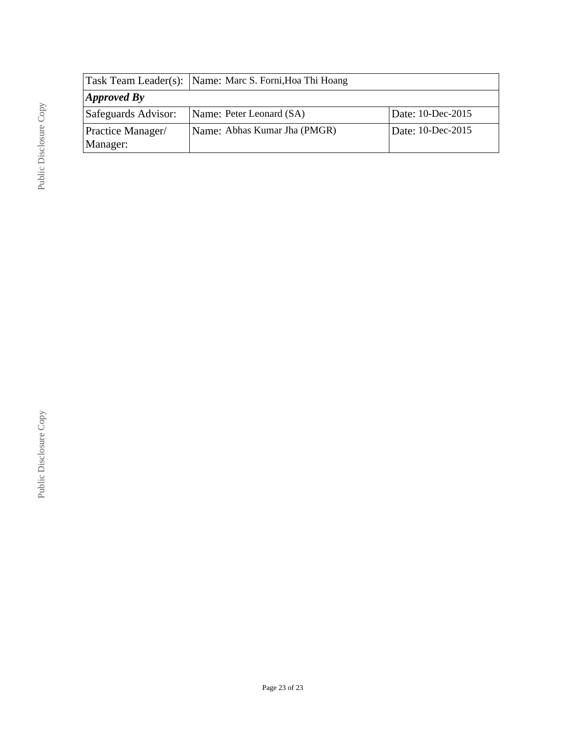| | | |
|---|---|---|
| Task Team Leader(s): | Name: Marc S. Forni,Hoa Thi Hoang | |
| ***Approved By*** | | |
| Safeguards Advisor: | Name: Peter Leonard (SA) | Date: 10-Dec-2015 |
| Practice Manager/ Manager: | Name: Abhas Kumar Jha (PMGR) | Date: 10-Dec-2015 |